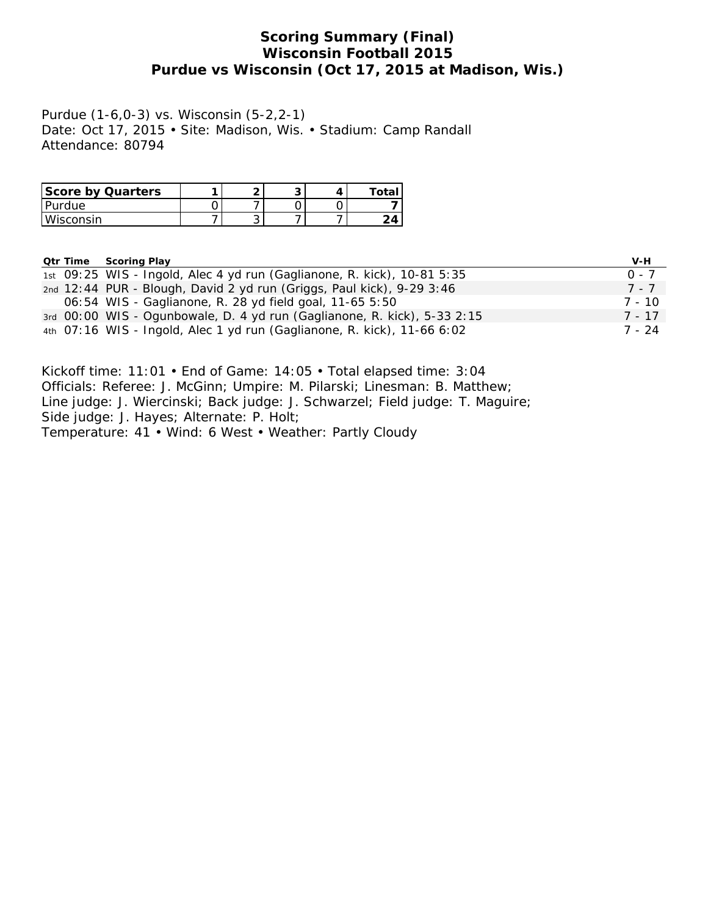# Scoring Summary (Final)
## Wisconsin Football 2015
## Purdue vs Wisconsin (Oct 17, 2015 at Madison, Wis.)

Purdue (1-6,0-3) vs. Wisconsin (5-2,2-1)
Date: Oct 17, 2015 • Site: Madison, Wis. • Stadium: Camp Randall
Attendance: 80794

| Score by Quarters | 1 | 2 | 3 | 4 | Total |
|---|---|---|---|---|---|
| Purdue | 0 | 7 | 0 | 0 | **7** |
| Wisconsin | 7 | 3 | 7 | 7 | **24** |

| Qtr | Time | Scoring Play | V-H |
|---|---|---|---|
| 1st | 09:25 | WIS - Ingold, Alec 4 yd run (Gaglianone, R. kick), 10-81 5:35 | 0 - 7 |
| 2nd | 12:44 | PUR - Blough, David 2 yd run (Griggs, Paul kick), 9-29 3:46 | 7 - 7 |
| | 06:54 | WIS - Gaglianone, R. 28 yd field goal, 11-65 5:50 | 7 - 10 |
| 3rd | 00:00 | WIS - Ogunbowale, D. 4 yd run (Gaglianone, R. kick), 5-33 2:15 | 7 - 17 |
| 4th | 07:16 | WIS - Ingold, Alec 1 yd run (Gaglianone, R. kick), 11-66 6:02 | 7 - 24 |

Kickoff time: 11:01 • End of Game: 14:05 • Total elapsed time: 3:04
Officials: Referee: J. McGinn; Umpire: M. Pilarski; Linesman: B. Matthew;
Line judge: J. Wiercinski; Back judge: J. Schwarzel; Field judge: T. Maguire;
Side judge: J. Hayes; Alternate: P. Holt;
Temperature: 41 • Wind: 6 West • Weather: Partly Cloudy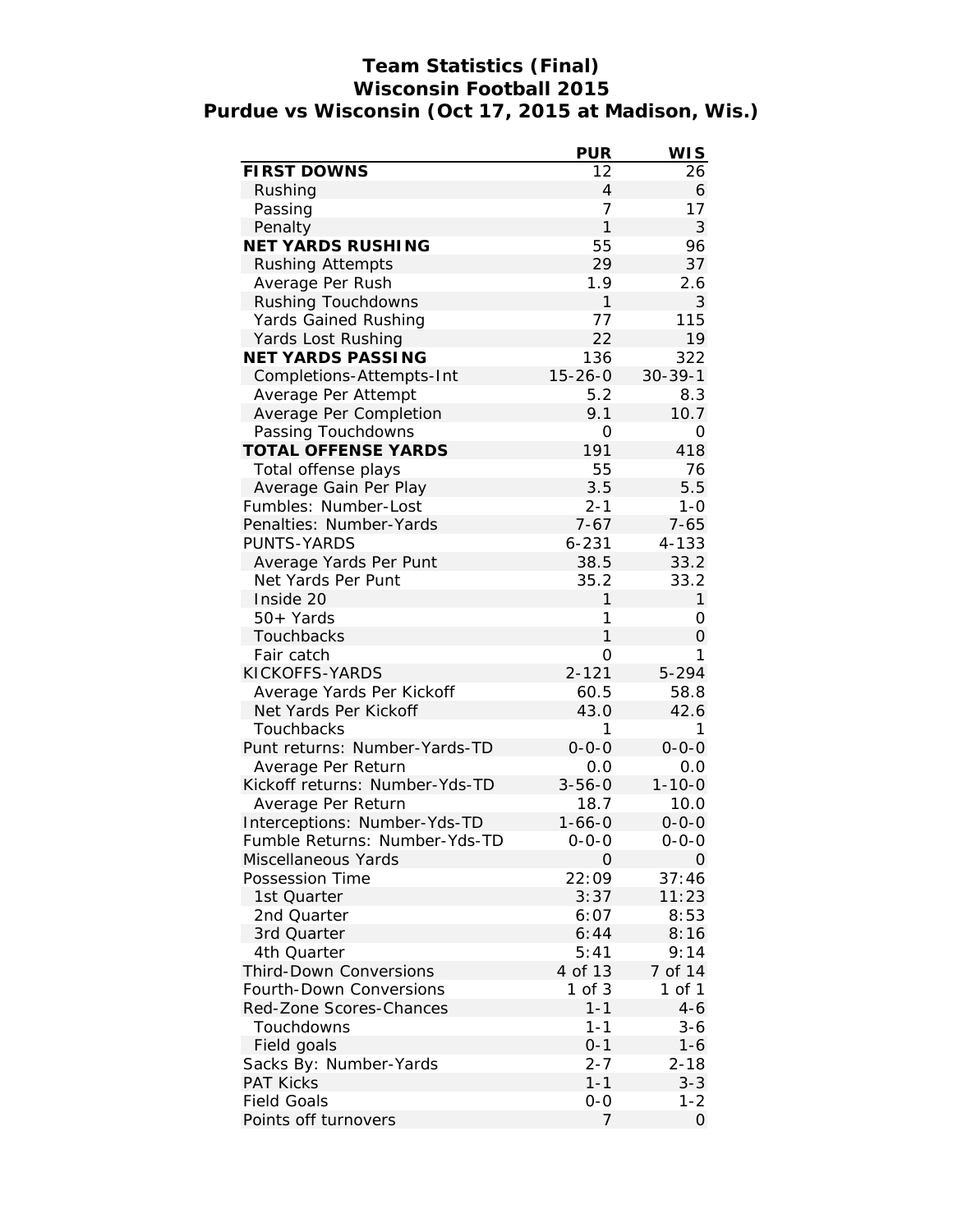# Team Statistics (Final)
## Wisconsin Football 2015
## Purdue vs Wisconsin (Oct 17, 2015 at Madison, Wis.)

| | PUR | WIS |
|---|---|---|
| **FIRST DOWNS** | 12 | 26 |
| Rushing | 4 | 6 |
| Passing | 7 | 17 |
| Penalty | 1 | 3 |
| **NET YARDS RUSHING** | 55 | 96 |
| Rushing Attempts | 29 | 37 |
| Average Per Rush | 1.9 | 2.6 |
| Rushing Touchdowns | 1 | 3 |
| Yards Gained Rushing | 77 | 115 |
| Yards Lost Rushing | 22 | 19 |
| **NET YARDS PASSING** | 136 | 322 |
| Completions-Attempts-Int | 15-26-0 | 30-39-1 |
| Average Per Attempt | 5.2 | 8.3 |
| Average Per Completion | 9.1 | 10.7 |
| Passing Touchdowns | 0 | 0 |
| **TOTAL OFFENSE YARDS** | 191 | 418 |
| Total offense plays | 55 | 76 |
| Average Gain Per Play | 3.5 | 5.5 |
| Fumbles: Number-Lost | 2-1 | 1-0 |
| Penalties: Number-Yards | 7-67 | 7-65 |
| PUNTS-YARDS | 6-231 | 4-133 |
| Average Yards Per Punt | 38.5 | 33.2 |
| Net Yards Per Punt | 35.2 | 33.2 |
| Inside 20 | 1 | 1 |
| 50+ Yards | 1 | 0 |
| Touchbacks | 1 | 0 |
| Fair catch | 0 | 1 |
| KICKOFFS-YARDS | 2-121 | 5-294 |
| Average Yards Per Kickoff | 60.5 | 58.8 |
| Net Yards Per Kickoff | 43.0 | 42.6 |
| Touchbacks | 1 | 1 |
| Punt returns: Number-Yards-TD | 0-0-0 | 0-0-0 |
| Average Per Return | 0.0 | 0.0 |
| Kickoff returns: Number-Yds-TD | 3-56-0 | 1-10-0 |
| Average Per Return | 18.7 | 10.0 |
| Interceptions: Number-Yds-TD | 1-66-0 | 0-0-0 |
| Fumble Returns: Number-Yds-TD | 0-0-0 | 0-0-0 |
| Miscellaneous Yards | 0 | 0 |
| Possession Time | 22:09 | 37:46 |
| 1st Quarter | 3:37 | 11:23 |
| 2nd Quarter | 6:07 | 8:53 |
| 3rd Quarter | 6:44 | 8:16 |
| 4th Quarter | 5:41 | 9:14 |
| Third-Down Conversions | 4 of 13 | 7 of 14 |
| Fourth-Down Conversions | 1 of 3 | 1 of 1 |
| Red-Zone Scores-Chances | 1-1 | 4-6 |
| Touchdowns | 1-1 | 3-6 |
| Field goals | 0-1 | 1-6 |
| Sacks By: Number-Yards | 2-7 | 2-18 |
| PAT Kicks | 1-1 | 3-3 |
| Field Goals | 0-0 | 1-2 |
| Points off turnovers | 7 | 0 |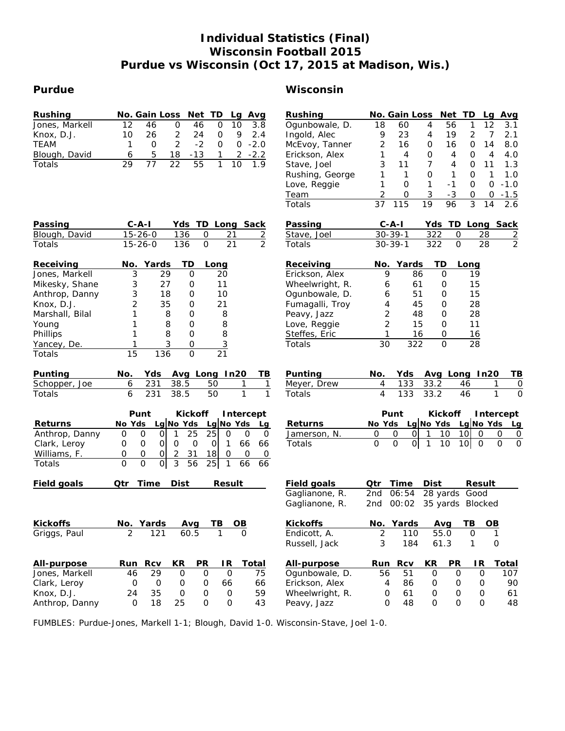# Individual Statistics (Final)
# Wisconsin Football 2015
# Purdue vs Wisconsin (Oct 17, 2015 at Madison, Wis.)

## Purdue

| Rushing | No. | Gain | Loss | Net | TD | Lg | Avg |
|---|---|---|---|---|---|---|---|
| Jones, Markell | 12 | 46 | 0 | 46 | 0 | 10 | 3.8 |
| Knox, D.J. | 10 | 26 | 2 | 24 | 0 | 9 | 2.4 |
| TEAM | 1 | 0 | 2 | -2 | 0 | 0 | -2.0 |
| Blough, David | 6 | 5 | 18 | -13 | 1 | 2 | -2.2 |
| Totals | 29 | 77 | 22 | 55 | 1 | 10 | 1.9 |

| Passing | C-A-I | Yds | TD | Long | Sack |
|---|---|---|---|---|---|
| Blough, David | 15-26-0 | 136 | 0 | 21 | 2 |
| Totals | 15-26-0 | 136 | 0 | 21 | 2 |

| Receiving | No. | Yards | TD | Long |
|---|---|---|---|---|
| Jones, Markell | 3 | 29 | 0 | 20 |
| Mikesky, Shane | 3 | 27 | 0 | 11 |
| Anthrop, Danny | 3 | 18 | 0 | 10 |
| Knox, D.J. | 2 | 35 | 0 | 21 |
| Marshall, Bilal | 1 | 8 | 0 | 8 |
| Young | 1 | 8 | 0 | 8 |
| Phillips | 1 | 8 | 0 | 8 |
| Yancey, De. | 1 | 3 | 0 | 3 |
| Totals | 15 | 136 | 0 | 21 |

| Punting | No. | Yds | Avg | Long | In20 | TB |
|---|---|---|---|---|---|---|
| Schopper, Joe | 6 | 231 | 38.5 | 50 | 1 | 1 |
| Totals | 6 | 231 | 38.5 | 50 | 1 | 1 |

| | Punt | | | Kickoff | | | Intercept | | |
|---|---|---|---|---|---|---|---|---|---|
| Returns | No | Yds | Lg | No | Yds | Lg | No | Yds | Lg |
| Anthrop, Danny | 0 | 0 | 0 | 1 | 25 | 25 | 0 | 0 | 0 |
| Clark, Leroy | 0 | 0 | 0 | 0 | 0 | 0 | 1 | 66 | 66 |
| Williams, F. | 0 | 0 | 0 | 2 | 31 | 18 | 0 | 0 | 0 |
| Totals | 0 | 0 | 0 | 3 | 56 | 25 | 1 | 66 | 66 |

| Field goals | Qtr | Time | Dist | Result |
|---|---|---|---|---|

| Kickoffs | No. | Yards | Avg | TB | OB |
|---|---|---|---|---|---|
| Griggs, Paul | 2 | 121 | 60.5 | 1 | 0 |

| All-purpose | Run | Rcv | KR | PR | IR | Total |
|---|---|---|---|---|---|---|
| Jones, Markell | 46 | 29 | 0 | 0 | 0 | 75 |
| Clark, Leroy | 0 | 0 | 0 | 0 | 66 | 66 |
| Knox, D.J. | 24 | 35 | 0 | 0 | 0 | 59 |
| Anthrop, Danny | 0 | 18 | 25 | 0 | 0 | 43 |

## Wisconsin

| Rushing | No. | Gain | Loss | Net | TD | Lg | Avg |
|---|---|---|---|---|---|---|---|
| Ogunbowale, D. | 18 | 60 | 4 | 56 | 1 | 12 | 3.1 |
| Ingold, Alec | 9 | 23 | 4 | 19 | 2 | 7 | 2.1 |
| McEvoy, Tanner | 2 | 16 | 0 | 16 | 0 | 14 | 8.0 |
| Erickson, Alex | 1 | 4 | 0 | 4 | 0 | 4 | 4.0 |
| Stave, Joel | 3 | 11 | 7 | 4 | 0 | 11 | 1.3 |
| Rushing, George | 1 | 1 | 0 | 1 | 0 | 1 | 1.0 |
| Love, Reggie | 1 | 0 | 1 | -1 | 0 | 0 | -1.0 |
| Team | 2 | 0 | 3 | -3 | 0 | 0 | -1.5 |
| Totals | 37 | 115 | 19 | 96 | 3 | 14 | 2.6 |

| Passing | C-A-I | Yds | TD | Long | Sack |
|---|---|---|---|---|---|
| Stave, Joel | 30-39-1 | 322 | 0 | 28 | 2 |
| Totals | 30-39-1 | 322 | 0 | 28 | 2 |

| Receiving | No. | Yards | TD | Long |
|---|---|---|---|---|
| Erickson, Alex | 9 | 86 | 0 | 19 |
| Wheelwright, R. | 6 | 61 | 0 | 15 |
| Ogunbowale, D. | 6 | 51 | 0 | 15 |
| Fumagalli, Troy | 4 | 45 | 0 | 28 |
| Peavy, Jazz | 2 | 48 | 0 | 28 |
| Love, Reggie | 2 | 15 | 0 | 11 |
| Steffes, Eric | 1 | 16 | 0 | 16 |
| Totals | 30 | 322 | 0 | 28 |

| Punting | No. | Yds | Avg | Long | In20 | TB |
|---|---|---|---|---|---|---|
| Meyer, Drew | 4 | 133 | 33.2 | 46 | 1 | 0 |
| Totals | 4 | 133 | 33.2 | 46 | 1 | 0 |

| | Punt | | | Kickoff | | | Intercept | | |
|---|---|---|---|---|---|---|---|---|---|
| Returns | No | Yds | Lg | No | Yds | Lg | No | Yds | Lg |
| Jamerson, N. | 0 | 0 | 0 | 1 | 10 | 10 | 0 | 0 | 0 |
| Totals | 0 | 0 | 0 | 1 | 10 | 10 | 0 | 0 | 0 |

| Field goals | Qtr | Time | Dist | Result |
|---|---|---|---|---|
| Gaglianone, R. | 2nd | 06:54 | 28 yards | Good |
| Gaglianone, R. | 2nd | 00:02 | 35 yards | Blocked |

| Kickoffs | No. | Yards | Avg | TB | OB |
|---|---|---|---|---|---|
| Endicott, A. | 2 | 110 | 55.0 | 0 | 1 |
| Russell, Jack | 3 | 184 | 61.3 | 1 | 0 |

| All-purpose | Run | Rcv | KR | PR | IR | Total |
|---|---|---|---|---|---|---|
| Ogunbowale, D. | 56 | 51 | 0 | 0 | 0 | 107 |
| Erickson, Alex | 4 | 86 | 0 | 0 | 0 | 90 |
| Wheelwright, R. | 0 | 61 | 0 | 0 | 0 | 61 |
| Peavy, Jazz | 0 | 48 | 0 | 0 | 0 | 48 |

FUMBLES: Purdue-Jones, Markell 1-1; Blough, David 1-0. Wisconsin-Stave, Joel 1-0.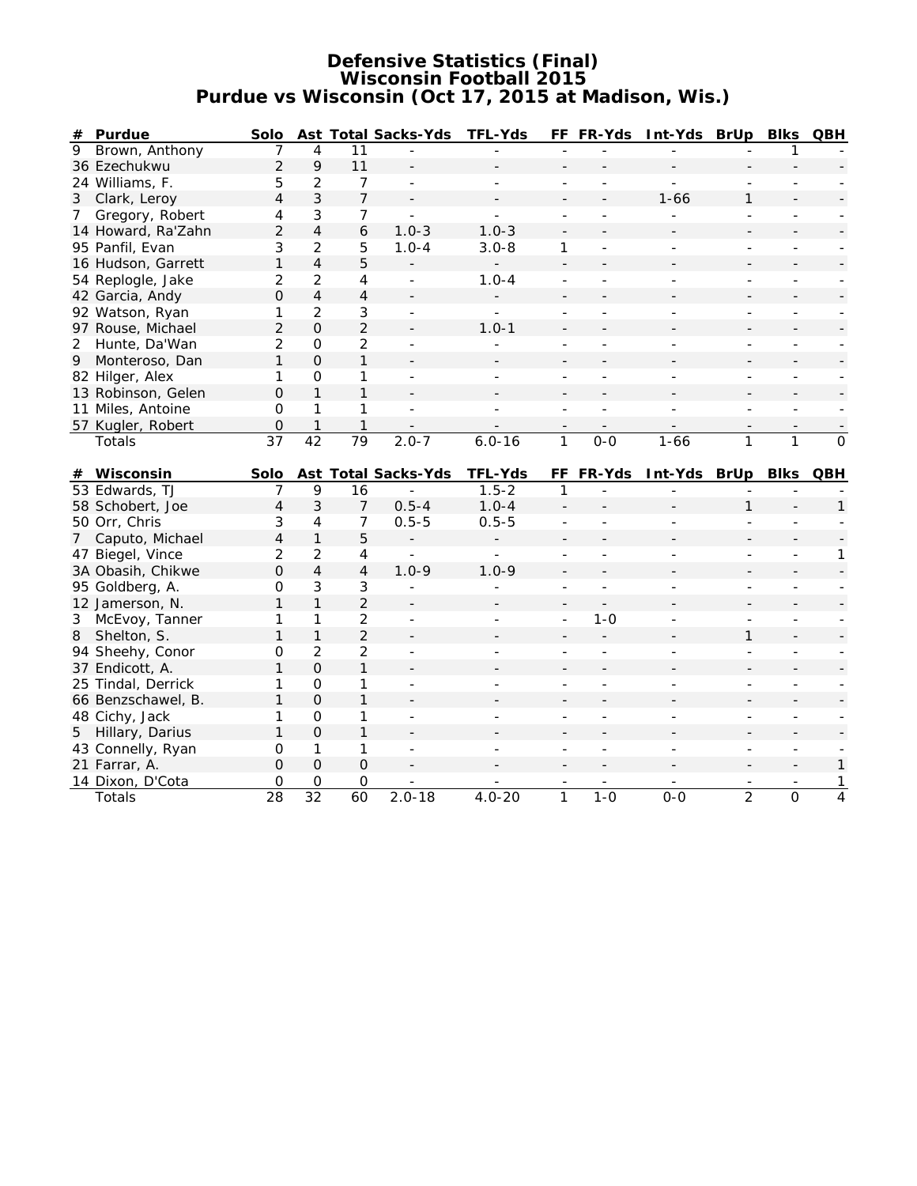# Defensive Statistics (Final)
## Wisconsin Football 2015
## Purdue vs Wisconsin (Oct 17, 2015 at Madison, Wis.)

| # | Purdue | Solo | Ast | Total | Sacks-Yds | TFL-Yds | FF | FR-Yds | Int-Yds | BrUp | Blks | QBH |
|---|---|---|---|---|---|---|---|---|---|---|---|---|
| 9 | Brown, Anthony | 7 | 4 | 11 | - | - | - | - | - | - | 1 | - |
| 36 | Ezechukwu | 2 | 9 | 11 | - | - | - | - | - | - | - | - |
| 24 | Williams, F. | 5 | 2 | 7 | - | - | - | - | - | - | - | - |
| 3 | Clark, Leroy | 4 | 3 | 7 | - | - | - | - | 1-66 | 1 | - | - |
| 7 | Gregory, Robert | 4 | 3 | 7 | - | - | - | - | - | - | - | - |
| 14 | Howard, Ra'Zahn | 2 | 4 | 6 | 1.0-3 | 1.0-3 | - | - | - | - | - | - |
| 95 | Panfil, Evan | 3 | 2 | 5 | 1.0-4 | 3.0-8 | 1 | - | - | - | - | - |
| 16 | Hudson, Garrett | 1 | 4 | 5 | - | - | - | - | - | - | - | - |
| 54 | Replogle, Jake | 2 | 2 | 4 | - | 1.0-4 | - | - | - | - | - | - |
| 42 | Garcia, Andy | 0 | 4 | 4 | - | - | - | - | - | - | - | - |
| 92 | Watson, Ryan | 1 | 2 | 3 | - | - | - | - | - | - | - | - |
| 97 | Rouse, Michael | 2 | 0 | 2 | - | 1.0-1 | - | - | - | - | - | - |
| 2 | Hunte, Da'Wan | 2 | 0 | 2 | - | - | - | - | - | - | - | - |
| 9 | Monteroso, Dan | 1 | 0 | 1 | - | - | - | - | - | - | - | - |
| 82 | Hilger, Alex | 1 | 0 | 1 | - | - | - | - | - | - | - | - |
| 13 | Robinson, Gelen | 0 | 1 | 1 | - | - | - | - | - | - | - | - |
| 11 | Miles, Antoine | 0 | 1 | 1 | - | - | - | - | - | - | - | - |
| 57 | Kugler, Robert | 0 | 1 | 1 | - | - | - | - | - | - | - | - |
| | Totals | 37 | 42 | 79 | 2.0-7 | 6.0-16 | 1 | 0-0 | 1-66 | 1 | 1 | 0 |

| # | Wisconsin | Solo | Ast | Total | Sacks-Yds | TFL-Yds | FF | FR-Yds | Int-Yds | BrUp | Blks | QBH |
|---|---|---|---|---|---|---|---|---|---|---|---|---|
| 53 | Edwards, TJ | 7 | 9 | 16 | - | 1.5-2 | 1 | - | - | - | - | - |
| 58 | Schobert, Joe | 4 | 3 | 7 | 0.5-4 | 1.0-4 | - | - | - | 1 | - | 1 |
| 50 | Orr, Chris | 3 | 4 | 7 | 0.5-5 | 0.5-5 | - | - | - | - | - | - |
| 7 | Caputo, Michael | 4 | 1 | 5 | - | - | - | - | - | - | - | - |
| 47 | Biegel, Vince | 2 | 2 | 4 | - | - | - | - | - | - | - | 1 |
| 3A | Obasih, Chikwe | 0 | 4 | 4 | 1.0-9 | 1.0-9 | - | - | - | - | - | - |
| 95 | Goldberg, A. | 0 | 3 | 3 | - | - | - | - | - | - | - | - |
| 12 | Jamerson, N. | 1 | 1 | 2 | - | - | - | - | - | - | - | - |
| 3 | McEvoy, Tanner | 1 | 1 | 2 | - | - | - | 1-0 | - | - | - | - |
| 8 | Shelton, S. | 1 | 1 | 2 | - | - | - | - | - | 1 | - | - |
| 94 | Sheehy, Conor | 0 | 2 | 2 | - | - | - | - | - | - | - | - |
| 37 | Endicott, A. | 1 | 0 | 1 | - | - | - | - | - | - | - | - |
| 25 | Tindal, Derrick | 1 | 0 | 1 | - | - | - | - | - | - | - | - |
| 66 | Benzschawel, B. | 1 | 0 | 1 | - | - | - | - | - | - | - | - |
| 48 | Cichy, Jack | 1 | 0 | 1 | - | - | - | - | - | - | - | - |
| 5 | Hillary, Darius | 1 | 0 | 1 | - | - | - | - | - | - | - | - |
| 43 | Connelly, Ryan | 0 | 1 | 1 | - | - | - | - | - | - | - | - |
| 21 | Farrar, A. | 0 | 0 | 0 | - | - | - | - | - | - | - | 1 |
| 14 | Dixon, D'Cota | 0 | 0 | 0 | - | - | - | - | - | - | - | 1 |
| | Totals | 28 | 32 | 60 | 2.0-18 | 4.0-20 | 1 | 1-0 | 0-0 | 2 | 0 | 4 |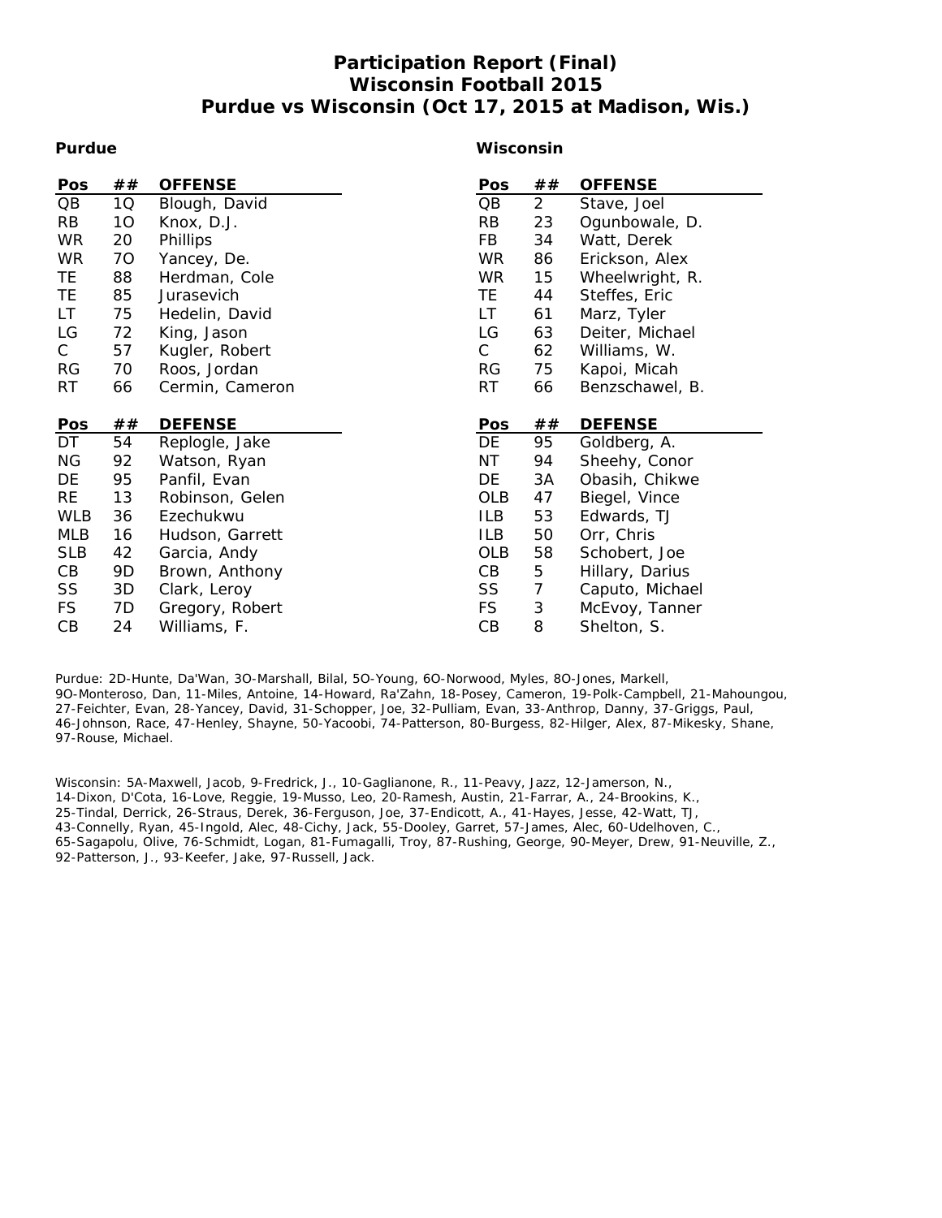# Participation Report (Final)
# Wisconsin Football 2015
# Purdue vs Wisconsin (Oct 17, 2015 at Madison, Wis.)

## Purdue

| Pos | ## | OFFENSE |
|---|---|---|
| QB | 1Q | Blough, David |
| RB | 1O | Knox, D.J. |
| WR | 20 | Phillips |
| WR | 7O | Yancey, De. |
| TE | 88 | Herdman, Cole |
| TE | 85 | Jurasevich |
| LT | 75 | Hedelin, David |
| LG | 72 | King, Jason |
| C | 57 | Kugler, Robert |
| RG | 70 | Roos, Jordan |
| RT | 66 | Cermin, Cameron |

| Pos | ## | DEFENSE |
|---|---|---|
| DT | 54 | Replogle, Jake |
| NG | 92 | Watson, Ryan |
| DE | 95 | Panfil, Evan |
| RE | 13 | Robinson, Gelen |
| WLB | 36 | Ezechukwu |
| MLB | 16 | Hudson, Garrett |
| SLB | 42 | Garcia, Andy |
| CB | 9D | Brown, Anthony |
| SS | 3D | Clark, Leroy |
| FS | 7D | Gregory, Robert |
| CB | 24 | Williams, F. |

## Wisconsin

| Pos | ## | OFFENSE |
|---|---|---|
| QB | 2 | Stave, Joel |
| RB | 23 | Ogunbowale, D. |
| FB | 34 | Watt, Derek |
| WR | 86 | Erickson, Alex |
| WR | 15 | Wheelwright, R. |
| TE | 44 | Steffes, Eric |
| LT | 61 | Marz, Tyler |
| LG | 63 | Deiter, Michael |
| C | 62 | Williams, W. |
| RG | 75 | Kapoi, Micah |
| RT | 66 | Benzschawel, B. |

| Pos | ## | DEFENSE |
|---|---|---|
| DE | 95 | Goldberg, A. |
| NT | 94 | Sheehy, Conor |
| DE | 3A | Obasih, Chikwe |
| OLB | 47 | Biegel, Vince |
| ILB | 53 | Edwards, TJ |
| ILB | 50 | Orr, Chris |
| OLB | 58 | Schobert, Joe |
| CB | 5 | Hillary, Darius |
| SS | 7 | Caputo, Michael |
| FS | 3 | McEvoy, Tanner |
| CB | 8 | Shelton, S. |

Purdue: 2D-Hunte, Da'Wan, 3O-Marshall, Bilal, 5O-Young, 6O-Norwood, Myles, 8O-Jones, Markell, 9O-Monteroso, Dan, 11-Miles, Antoine, 14-Howard, Ra'Zahn, 18-Posey, Cameron, 19-Polk-Campbell, 21-Mahoungou, 27-Feichter, Evan, 28-Yancey, David, 31-Schopper, Joe, 32-Pulliam, Evan, 33-Anthrop, Danny, 37-Griggs, Paul, 46-Johnson, Race, 47-Henley, Shayne, 50-Yacoobi, 74-Patterson, 80-Burgess, 82-Hilger, Alex, 87-Mikesky, Shane, 97-Rouse, Michael.

Wisconsin: 5A-Maxwell, Jacob, 9-Fredrick, J., 10-Gaglianone, R., 11-Peavy, Jazz, 12-Jamerson, N., 14-Dixon, D'Cota, 16-Love, Reggie, 19-Musso, Leo, 20-Ramesh, Austin, 21-Farrar, A., 24-Brookins, K., 25-Tindal, Derrick, 26-Straus, Derek, 36-Ferguson, Joe, 37-Endicott, A., 41-Hayes, Jesse, 42-Watt, TJ, 43-Connelly, Ryan, 45-Ingold, Alec, 48-Cichy, Jack, 55-Dooley, Garret, 57-James, Alec, 60-Udelhoven, C., 65-Sagapolu, Olive, 76-Schmidt, Logan, 81-Fumagalli, Troy, 87-Rushing, George, 90-Meyer, Drew, 91-Neuville, Z., 92-Patterson, J., 93-Keefer, Jake, 97-Russell, Jack.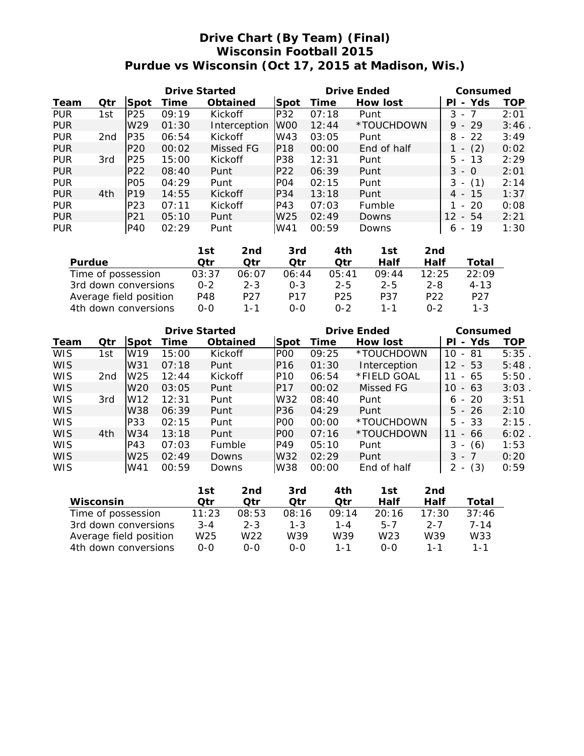# Drive Chart (By Team) (Final)
## Wisconsin Football 2015
## Purdue vs Wisconsin (Oct 17, 2015 at Madison, Wis.)

| | | Drive Started | | | Drive Ended | | | Consumed | |
|---|---|---|---|---|---|---|---|---|---|
| **Team** | **Qtr** | **Spot** | **Time** | **Obtained** | **Spot** | **Time** | **How lost** | **Pl - Yds** | **TOP** |
| PUR | 1st | P25 | 09:19 | Kickoff | P32 | 07:18 | Punt | 3 - 7 | 2:01 |
| PUR | | W29 | 01:30 | Interception | W00 | 12:44 | *TOUCHDOWN | 9 - 29 | 3:46 . |
| PUR | 2nd | P35 | 06:54 | Kickoff | W43 | 03:05 | Punt | 8 - 22 | 3:49 |
| PUR | | P20 | 00:02 | Missed FG | P18 | 00:00 | End of half | 1 - (2) | 0:02 |
| PUR | 3rd | P25 | 15:00 | Kickoff | P38 | 12:31 | Punt | 5 - 13 | 2:29 |
| PUR | | P22 | 08:40 | Punt | P22 | 06:39 | Punt | 3 - 0 | 2:01 |
| PUR | | P05 | 04:29 | Punt | P04 | 02:15 | Punt | 3 - (1) | 2:14 |
| PUR | 4th | P19 | 14:55 | Kickoff | P34 | 13:18 | Punt | 4 - 15 | 1:37 |
| PUR | | P23 | 07:11 | Kickoff | P43 | 07:03 | Fumble | 1 - 20 | 0:08 |
| PUR | | P21 | 05:10 | Punt | W25 | 02:49 | Downs | 12 - 54 | 2:21 |
| PUR | | P40 | 02:29 | Punt | W41 | 00:59 | Downs | 6 - 19 | 1:30 |

| Purdue | 1st Qtr | 2nd Qtr | 3rd Qtr | 4th Qtr | 1st Half | 2nd Half | Total |
|---|---|---|---|---|---|---|---|
| Time of possession | 03:37 | 06:07 | 06:44 | 05:41 | 09:44 | 12:25 | 22:09 |
| 3rd down conversions | 0-2 | 2-3 | 0-3 | 2-5 | 2-5 | 2-8 | 4-13 |
| Average field position | P48 | P27 | P17 | P25 | P37 | P22 | P27 |
| 4th down conversions | 0-0 | 1-1 | 0-0 | 0-2 | 1-1 | 0-2 | 1-3 |

| | | Drive Started | | | Drive Ended | | | Consumed | |
|---|---|---|---|---|---|---|---|---|---|
| **Team** | **Qtr** | **Spot** | **Time** | **Obtained** | **Spot** | **Time** | **How lost** | **Pl - Yds** | **TOP** |
| WIS | 1st | W19 | 15:00 | Kickoff | P00 | 09:25 | *TOUCHDOWN | 10 - 81 | 5:35 . |
| WIS | | W31 | 07:18 | Punt | P16 | 01:30 | Interception | 12 - 53 | 5:48 . |
| WIS | 2nd | W25 | 12:44 | Kickoff | P10 | 06:54 | *FIELD GOAL | 11 - 65 | 5:50 . |
| WIS | | W20 | 03:05 | Punt | P17 | 00:02 | Missed FG | 10 - 63 | 3:03 . |
| WIS | 3rd | W12 | 12:31 | Punt | W32 | 08:40 | Punt | 6 - 20 | 3:51 |
| WIS | | W38 | 06:39 | Punt | P36 | 04:29 | Punt | 5 - 26 | 2:10 |
| WIS | | P33 | 02:15 | Punt | P00 | 00:00 | *TOUCHDOWN | 5 - 33 | 2:15 . |
| WIS | 4th | W34 | 13:18 | Punt | P00 | 07:16 | *TOUCHDOWN | 11 - 66 | 6:02 . |
| WIS | | P43 | 07:03 | Fumble | P49 | 05:10 | Punt | 3 - (6) | 1:53 |
| WIS | | W25 | 02:49 | Downs | W32 | 02:29 | Punt | 3 - 7 | 0:20 |
| WIS | | W41 | 00:59 | Downs | W38 | 00:00 | End of half | 2 - (3) | 0:59 |

| Wisconsin | 1st Qtr | 2nd Qtr | 3rd Qtr | 4th Qtr | 1st Half | 2nd Half | Total |
|---|---|---|---|---|---|---|---|
| Time of possession | 11:23 | 08:53 | 08:16 | 09:14 | 20:16 | 17:30 | 37:46 |
| 3rd down conversions | 3-4 | 2-3 | 1-3 | 1-4 | 5-7 | 2-7 | 7-14 |
| Average field position | W25 | W22 | W39 | W39 | W23 | W39 | W33 |
| 4th down conversions | 0-0 | 0-0 | 0-0 | 1-1 | 0-0 | 1-1 | 1-1 |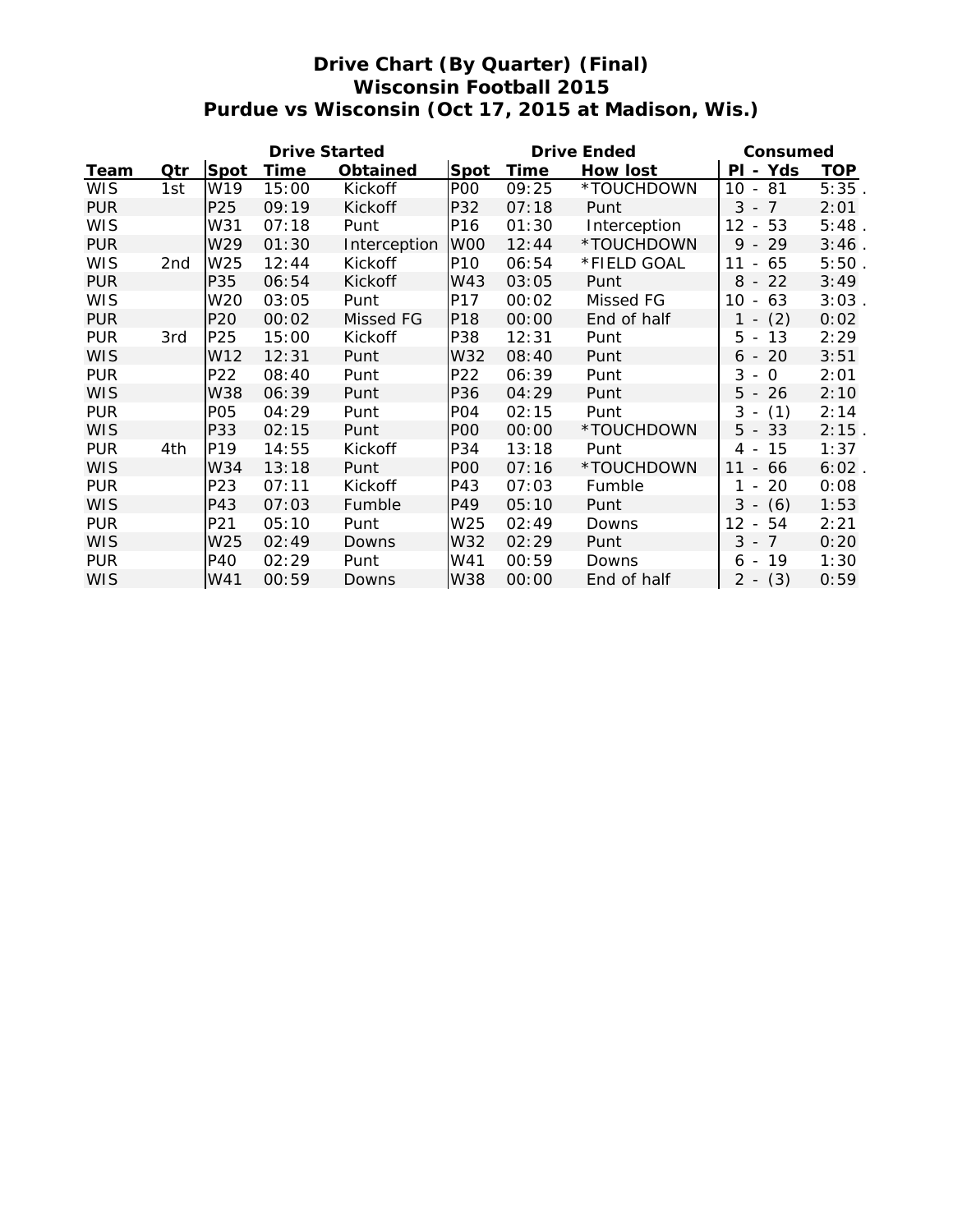# Drive Chart (By Quarter) (Final)
## Wisconsin Football 2015
## Purdue vs Wisconsin (Oct 17, 2015 at Madison, Wis.)

| | | Drive Started | | | Drive Ended | | | Consumed | |
|---|---|---|---|---|---|---|---|---|---|
| Team | Qtr | Spot | Time | Obtained | Spot | Time | How lost | Pl - Yds | TOP |
| WIS | 1st | W19 | 15:00 | Kickoff | P00 | 09:25 | *TOUCHDOWN | 10 - 81 | 5:35 . |
| PUR | | P25 | 09:19 | Kickoff | P32 | 07:18 | Punt | 3 - 7 | 2:01 |
| WIS | | W31 | 07:18 | Punt | P16 | 01:30 | Interception | 12 - 53 | 5:48 . |
| PUR | | W29 | 01:30 | Interception | W00 | 12:44 | *TOUCHDOWN | 9 - 29 | 3:46 . |
| WIS | 2nd | W25 | 12:44 | Kickoff | P10 | 06:54 | *FIELD GOAL | 11 - 65 | 5:50 . |
| PUR | | P35 | 06:54 | Kickoff | W43 | 03:05 | Punt | 8 - 22 | 3:49 |
| WIS | | W20 | 03:05 | Punt | P17 | 00:02 | Missed FG | 10 - 63 | 3:03 . |
| PUR | | P20 | 00:02 | Missed FG | P18 | 00:00 | End of half | 1 - (2) | 0:02 |
| PUR | 3rd | P25 | 15:00 | Kickoff | P38 | 12:31 | Punt | 5 - 13 | 2:29 |
| WIS | | W12 | 12:31 | Punt | W32 | 08:40 | Punt | 6 - 20 | 3:51 |
| PUR | | P22 | 08:40 | Punt | P22 | 06:39 | Punt | 3 - 0 | 2:01 |
| WIS | | W38 | 06:39 | Punt | P36 | 04:29 | Punt | 5 - 26 | 2:10 |
| PUR | | P05 | 04:29 | Punt | P04 | 02:15 | Punt | 3 - (1) | 2:14 |
| WIS | | P33 | 02:15 | Punt | P00 | 00:00 | *TOUCHDOWN | 5 - 33 | 2:15 . |
| PUR | 4th | P19 | 14:55 | Kickoff | P34 | 13:18 | Punt | 4 - 15 | 1:37 |
| WIS | | W34 | 13:18 | Punt | P00 | 07:16 | *TOUCHDOWN | 11 - 66 | 6:02 . |
| PUR | | P23 | 07:11 | Kickoff | P43 | 07:03 | Fumble | 1 - 20 | 0:08 |
| WIS | | P43 | 07:03 | Fumble | P49 | 05:10 | Punt | 3 - (6) | 1:53 |
| PUR | | P21 | 05:10 | Punt | W25 | 02:49 | Downs | 12 - 54 | 2:21 |
| WIS | | W25 | 02:49 | Downs | W32 | 02:29 | Punt | 3 - 7 | 0:20 |
| PUR | | P40 | 02:29 | Punt | W41 | 00:59 | Downs | 6 - 19 | 1:30 |
| WIS | | W41 | 00:59 | Downs | W38 | 00:00 | End of half | 2 - (3) | 0:59 |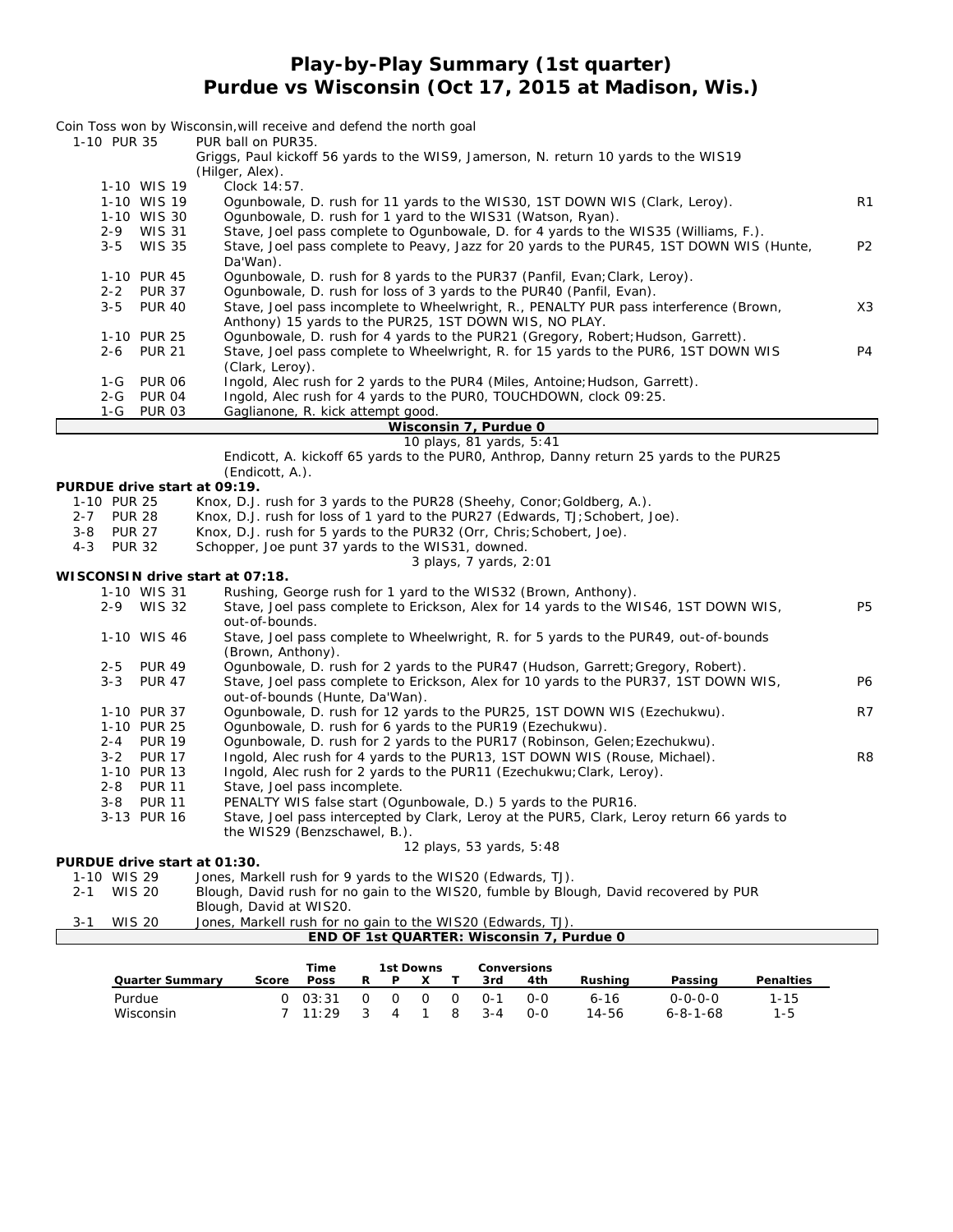# Play-by-Play Summary (1st quarter)
# Purdue vs Wisconsin (Oct 17, 2015 at Madison, Wis.)

Coin Toss won by Wisconsin,will receive and defend the north goal

| Down | Spot | Play | |
|---|---|---|---|
| 1-10 | PUR 35 | PUR ball on PUR35. | |
| | | Griggs, Paul kickoff 56 yards to the WIS9, Jamerson, N. return 10 yards to the WIS19 (Hilger, Alex). | |
| 1-10 | WIS 19 | Clock 14:57. | |
| 1-10 | WIS 19 | Ogunbowale, D. rush for 11 yards to the WIS30, 1ST DOWN WIS (Clark, Leroy). | R1 |
| 1-10 | WIS 30 | Ogunbowale, D. rush for 1 yard to the WIS31 (Watson, Ryan). | |
| 2-9 | WIS 31 | Stave, Joel pass complete to Ogunbowale, D. for 4 yards to the WIS35 (Williams, F.). | |
| 3-5 | WIS 35 | Stave, Joel pass complete to Peavy, Jazz for 20 yards to the PUR45, 1ST DOWN WIS (Hunte, Da'Wan). | P2 |
| 1-10 | PUR 45 | Ogunbowale, D. rush for 8 yards to the PUR37 (Panfil, Evan;Clark, Leroy). | |
| 2-2 | PUR 37 | Ogunbowale, D. rush for loss of 3 yards to the PUR40 (Panfil, Evan). | |
| 3-5 | PUR 40 | Stave, Joel pass incomplete to Wheelwright, R., PENALTY PUR pass interference (Brown, Anthony) 15 yards to the PUR25, 1ST DOWN WIS, NO PLAY. | X3 |
| 1-10 | PUR 25 | Ogunbowale, D. rush for 4 yards to the PUR21 (Gregory, Robert;Hudson, Garrett). | |
| 2-6 | PUR 21 | Stave, Joel pass complete to Wheelwright, R. for 15 yards to the PUR6, 1ST DOWN WIS (Clark, Leroy). | P4 |
| 1-G | PUR 06 | Ingold, Alec rush for 2 yards to the PUR4 (Miles, Antoine;Hudson, Garrett). | |
| 2-G | PUR 04 | Ingold, Alec rush for 4 yards to the PUR0, TOUCHDOWN, clock 09:25. | |
| 1-G | PUR 03 | Gaglianone, R. kick attempt good. | |

**Wisconsin 7, Purdue 0**

10 plays, 81 yards, 5:41

Endicott, A. kickoff 65 yards to the PUR0, Anthrop, Danny return 25 yards to the PUR25 (Endicott, A.).

**PURDUE drive start at 09:19.**

| Down | Spot | Play | |
|---|---|---|---|
| 1-10 | PUR 25 | Knox, D.J. rush for 3 yards to the PUR28 (Sheehy, Conor;Goldberg, A.). | |
| 2-7 | PUR 28 | Knox, D.J. rush for loss of 1 yard to the PUR27 (Edwards, TJ;Schobert, Joe). | |
| 3-8 | PUR 27 | Knox, D.J. rush for 5 yards to the PUR32 (Orr, Chris;Schobert, Joe). | |
| 4-3 | PUR 32 | Schopper, Joe punt 37 yards to the WIS31, downed. | |

3 plays, 7 yards, 2:01

**WISCONSIN drive start at 07:18.**

| Down | Spot | Play | |
|---|---|---|---|
| 1-10 | WIS 31 | Rushing, George rush for 1 yard to the WIS32 (Brown, Anthony). | |
| 2-9 | WIS 32 | Stave, Joel pass complete to Erickson, Alex for 14 yards to the WIS46, 1ST DOWN WIS, out-of-bounds. | P5 |
| 1-10 | WIS 46 | Stave, Joel pass complete to Wheelwright, R. for 5 yards to the PUR49, out-of-bounds (Brown, Anthony). | |
| 2-5 | PUR 49 | Ogunbowale, D. rush for 2 yards to the PUR47 (Hudson, Garrett;Gregory, Robert). | |
| 3-3 | PUR 47 | Stave, Joel pass complete to Erickson, Alex for 10 yards to the PUR37, 1ST DOWN WIS, out-of-bounds (Hunte, Da'Wan). | P6 |
| 1-10 | PUR 37 | Ogunbowale, D. rush for 12 yards to the PUR25, 1ST DOWN WIS (Ezechukwu). | R7 |
| 1-10 | PUR 25 | Ogunbowale, D. rush for 6 yards to the PUR19 (Ezechukwu). | |
| 2-4 | PUR 19 | Ogunbowale, D. rush for 2 yards to the PUR17 (Robinson, Gelen;Ezechukwu). | |
| 3-2 | PUR 17 | Ingold, Alec rush for 4 yards to the PUR13, 1ST DOWN WIS (Rouse, Michael). | R8 |
| 1-10 | PUR 13 | Ingold, Alec rush for 2 yards to the PUR11 (Ezechukwu;Clark, Leroy). | |
| 2-8 | PUR 11 | Stave, Joel pass incomplete. | |
| 3-8 | PUR 11 | PENALTY WIS false start (Ogunbowale, D.) 5 yards to the PUR16. | |
| 3-13 | PUR 16 | Stave, Joel pass intercepted by Clark, Leroy at the PUR5, Clark, Leroy return 66 yards to the WIS29 (Benzschawel, B.). | |

12 plays, 53 yards, 5:48

**PURDUE drive start at 01:30.**

| Down | Spot | Play | |
|---|---|---|---|
| 1-10 | WIS 29 | Jones, Markell rush for 9 yards to the WIS20 (Edwards, TJ). | |
| 2-1 | WIS 20 | Blough, David rush for no gain to the WIS20, fumble by Blough, David recovered by PUR Blough, David at WIS20. | |
| 3-1 | WIS 20 | Jones, Markell rush for no gain to the WIS20 (Edwards, TJ). | |

**END OF 1st QUARTER: Wisconsin 7, Purdue 0**

| Quarter Summary | Score | Time Poss | 1st Downs R | P | X | T | Conversions 3rd | 4th | Rushing | Passing | Penalties |
|---|---|---|---|---|---|---|---|---|---|---|---|
| Purdue | 0 | 03:31 | 0 | 0 | 0 | 0 | 0-1 | 0-0 | 6-16 | 0-0-0-0 | 1-15 |
| Wisconsin | 7 | 11:29 | 3 | 4 | 1 | 8 | 3-4 | 0-0 | 14-56 | 6-8-1-68 | 1-5 |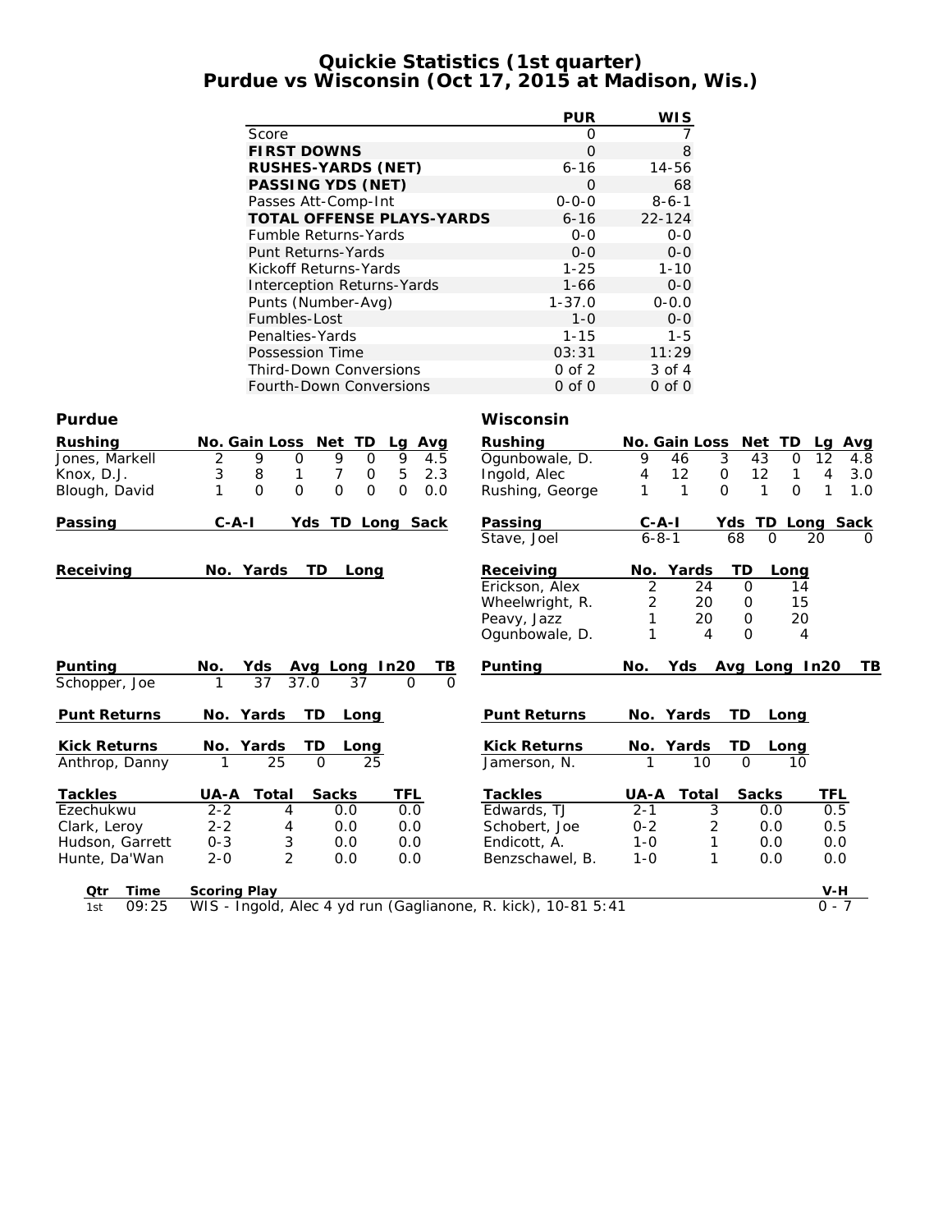# Quickie Statistics (1st quarter)
## Purdue vs Wisconsin (Oct 17, 2015 at Madison, Wis.)

| | PUR | WIS |
|---|---|---|
| Score | 0 | 7 |
| **FIRST DOWNS** | 0 | 8 |
| **RUSHES-YARDS (NET)** | 6-16 | 14-56 |
| **PASSING YDS (NET)** | 0 | 68 |
| Passes Att-Comp-Int | 0-0-0 | 8-6-1 |
| **TOTAL OFFENSE PLAYS-YARDS** | 6-16 | 22-124 |
| Fumble Returns-Yards | 0-0 | 0-0 |
| Punt Returns-Yards | 0-0 | 0-0 |
| Kickoff Returns-Yards | 1-25 | 1-10 |
| Interception Returns-Yards | 1-66 | 0-0 |
| Punts (Number-Avg) | 1-37.0 | 0-0.0 |
| Fumbles-Lost | 1-0 | 0-0 |
| Penalties-Yards | 1-15 | 1-5 |
| Possession Time | 03:31 | 11:29 |
| Third-Down Conversions | 0 of 2 | 3 of 4 |
| Fourth-Down Conversions | 0 of 0 | 0 of 0 |

## Purdue

| Rushing | No. | Gain | Loss | Net | TD | Lg | Avg |
|---|---|---|---|---|---|---|---|
| Jones, Markell | 2 | 9 | 0 | 9 | 0 | 9 | 4.5 |
| Knox, D.J. | 3 | 8 | 1 | 7 | 0 | 5 | 2.3 |
| Blough, David | 1 | 0 | 0 | 0 | 0 | 0 | 0.0 |

| Passing | C-A-I | Yds | TD | Long | Sack |
|---|---|---|---|---|---|

| Receiving | No. | Yards | TD | Long |
|---|---|---|---|---|

| Punting | No. | Yds | Avg | Long | In20 | TB |
|---|---|---|---|---|---|---|
| Schopper, Joe | 1 | 37 | 37.0 | 37 | 0 | 0 |

| Punt Returns | No. | Yards | TD | Long |
|---|---|---|---|---|

| Kick Returns | No. | Yards | TD | Long |
|---|---|---|---|---|
| Anthrop, Danny | 1 | 25 | 0 | 25 |

| Tackles | UA-A | Total | Sacks | TFL |
|---|---|---|---|---|
| Ezechukwu | 2-2 | 4 | 0.0 | 0.0 |
| Clark, Leroy | 2-2 | 4 | 0.0 | 0.0 |
| Hudson, Garrett | 0-3 | 3 | 0.0 | 0.0 |
| Hunte, Da'Wan | 2-0 | 2 | 0.0 | 0.0 |

## Wisconsin

| Rushing | No. | Gain | Loss | Net | TD | Lg | Avg |
|---|---|---|---|---|---|---|---|
| Ogunbowale, D. | 9 | 46 | 3 | 43 | 0 | 12 | 4.8 |
| Ingold, Alec | 4 | 12 | 0 | 12 | 1 | 4 | 3.0 |
| Rushing, George | 1 | 1 | 0 | 1 | 0 | 1 | 1.0 |

| Passing | C-A-I | Yds | TD | Long | Sack |
|---|---|---|---|---|---|
| Stave, Joel | 6-8-1 | 68 | 0 | 20 | 0 |

| Receiving | No. | Yards | TD | Long |
|---|---|---|---|---|
| Erickson, Alex | 2 | 24 | 0 | 14 |
| Wheelwright, R. | 2 | 20 | 0 | 15 |
| Peavy, Jazz | 1 | 20 | 0 | 20 |
| Ogunbowale, D. | 1 | 4 | 0 | 4 |

| Punting | No. | Yds | Avg | Long | In20 | TB |
|---|---|---|---|---|---|---|

| Punt Returns | No. | Yards | TD | Long |
|---|---|---|---|---|

| Kick Returns | No. | Yards | TD | Long |
|---|---|---|---|---|
| Jamerson, N. | 1 | 10 | 0 | 10 |

| Tackles | UA-A | Total | Sacks | TFL |
|---|---|---|---|---|
| Edwards, TJ | 2-1 | 3 | 0.0 | 0.5 |
| Schobert, Joe | 0-2 | 2 | 0.0 | 0.5 |
| Endicott, A. | 1-0 | 1 | 0.0 | 0.0 |
| Benzschawel, B. | 1-0 | 1 | 0.0 | 0.0 |

| Qtr | Time | Scoring Play | V-H |
|---|---|---|---|
| 1st | 09:25 | WIS - Ingold, Alec 4 yd run (Gaglianone, R. kick), 10-81 5:41 | 0 - 7 |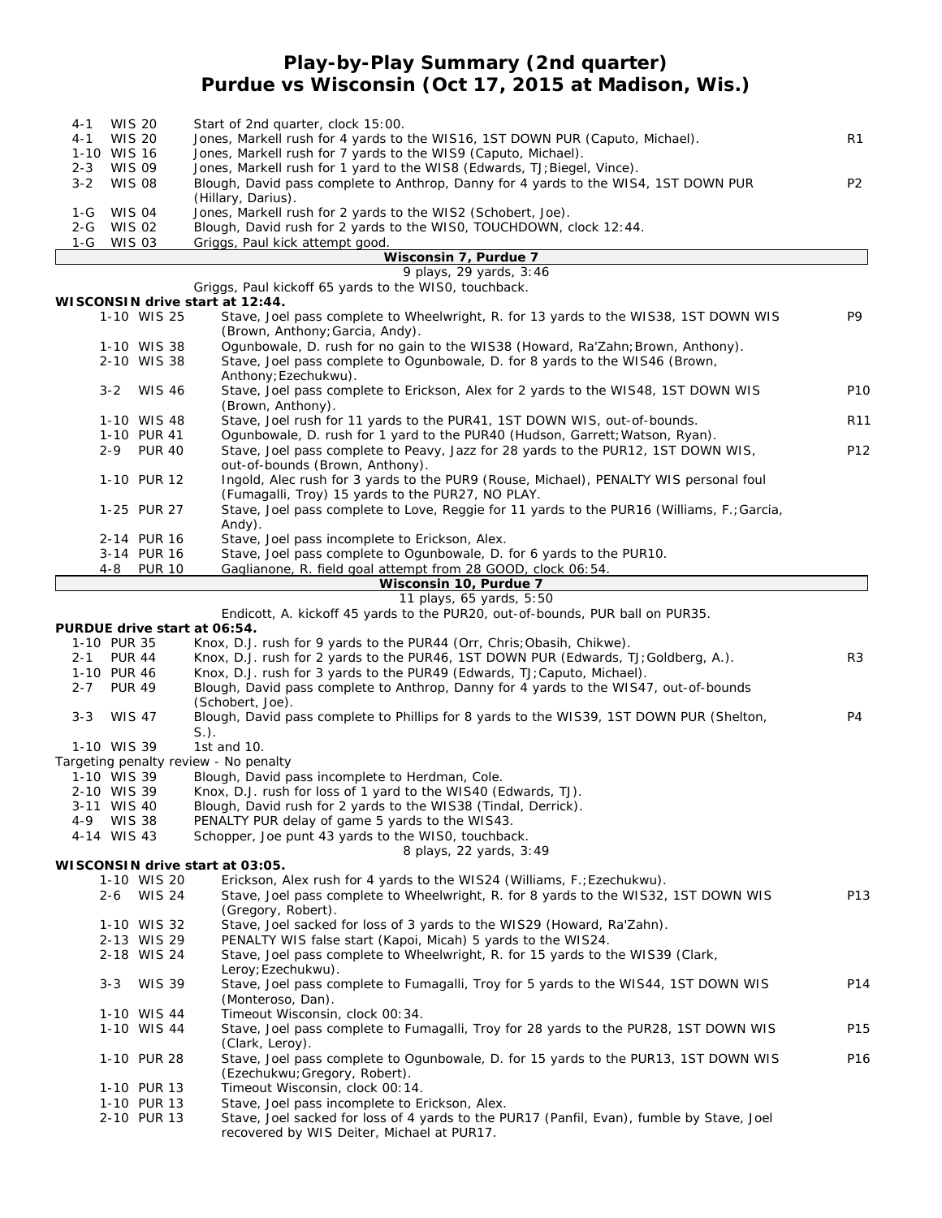# Play-by-Play Summary (2nd quarter)
## Purdue vs Wisconsin (Oct 17, 2015 at Madison, Wis.)

| Down | Spot | Play | |
|---|---|---|---|
| 4-1 | WIS 20 | Start of 2nd quarter, clock 15:00. | |
| 4-1 | WIS 20 | Jones, Markell rush for 4 yards to the WIS16, 1ST DOWN PUR (Caputo, Michael). | R1 |
| 1-10 | WIS 16 | Jones, Markell rush for 7 yards to the WIS9 (Caputo, Michael). | |
| 2-3 | WIS 09 | Jones, Markell rush for 1 yard to the WIS8 (Edwards, TJ;Biegel, Vince). | |
| 3-2 | WIS 08 | Blough, David pass complete to Anthrop, Danny for 4 yards to the WIS4, 1ST DOWN PUR (Hillary, Darius). | P2 |
| 1-G | WIS 04 | Jones, Markell rush for 2 yards to the WIS2 (Schobert, Joe). | |
| 2-G | WIS 02 | Blough, David rush for 2 yards to the WIS0, TOUCHDOWN, clock 12:44. | |
| 1-G | WIS 03 | Griggs, Paul kick attempt good. | |

**Wisconsin 7, Purdue 7**

9 plays, 29 yards, 3:46

Griggs, Paul kickoff 65 yards to the WIS0, touchback.

**WISCONSIN drive start at 12:44.**

| Down | Spot | Play | |
|---|---|---|---|
| 1-10 | WIS 25 | Stave, Joel pass complete to Wheelwright, R. for 13 yards to the WIS38, 1ST DOWN WIS (Brown, Anthony;Garcia, Andy). | P9 |
| 1-10 | WIS 38 | Ogunbowale, D. rush for no gain to the WIS38 (Howard, Ra'Zahn;Brown, Anthony). | |
| 2-10 | WIS 38 | Stave, Joel pass complete to Ogunbowale, D. for 8 yards to the WIS46 (Brown, Anthony;Ezechukwu). | |
| 3-2 | WIS 46 | Stave, Joel pass complete to Erickson, Alex for 2 yards to the WIS48, 1ST DOWN WIS (Brown, Anthony). | P10 |
| 1-10 | WIS 48 | Stave, Joel rush for 11 yards to the PUR41, 1ST DOWN WIS, out-of-bounds. | R11 |
| 1-10 | PUR 41 | Ogunbowale, D. rush for 1 yard to the PUR40 (Hudson, Garrett;Watson, Ryan). | |
| 2-9 | PUR 40 | Stave, Joel pass complete to Peavy, Jazz for 28 yards to the PUR12, 1ST DOWN WIS, out-of-bounds (Brown, Anthony). | P12 |
| 1-10 | PUR 12 | Ingold, Alec rush for 3 yards to the PUR9 (Rouse, Michael), PENALTY WIS personal foul (Fumagalli, Troy) 15 yards to the PUR27, NO PLAY. | |
| 1-25 | PUR 27 | Stave, Joel pass complete to Love, Reggie for 11 yards to the PUR16 (Williams, F.;Garcia, Andy). | |
| 2-14 | PUR 16 | Stave, Joel pass incomplete to Erickson, Alex. | |
| 3-14 | PUR 16 | Stave, Joel pass complete to Ogunbowale, D. for 6 yards to the PUR10. | |
| 4-8 | PUR 10 | Gaglianone, R. field goal attempt from 28 GOOD, clock 06:54. | |

**Wisconsin 10, Purdue 7**

11 plays, 65 yards, 5:50

Endicott, A. kickoff 45 yards to the PUR20, out-of-bounds, PUR ball on PUR35.

**PURDUE drive start at 06:54.**

| Down | Spot | Play | |
|---|---|---|---|
| 1-10 | PUR 35 | Knox, D.J. rush for 9 yards to the PUR44 (Orr, Chris;Obasih, Chikwe). | |
| 2-1 | PUR 44 | Knox, D.J. rush for 2 yards to the PUR46, 1ST DOWN PUR (Edwards, TJ;Goldberg, A.). | R3 |
| 1-10 | PUR 46 | Knox, D.J. rush for 3 yards to the PUR49 (Edwards, TJ;Caputo, Michael). | |
| 2-7 | PUR 49 | Blough, David pass complete to Anthrop, Danny for 4 yards to the WIS47, out-of-bounds (Schobert, Joe). | |
| 3-3 | WIS 47 | Blough, David pass complete to Phillips for 8 yards to the WIS39, 1ST DOWN PUR (Shelton, S.). | P4 |
| 1-10 | WIS 39 | 1st and 10. | |

Targeting penalty review - No penalty

| Down | Spot | Play | |
|---|---|---|---|
| 1-10 | WIS 39 | Blough, David pass incomplete to Herdman, Cole. | |
| 2-10 | WIS 39 | Knox, D.J. rush for loss of 1 yard to the WIS40 (Edwards, TJ). | |
| 3-11 | WIS 40 | Blough, David rush for 2 yards to the WIS38 (Tindal, Derrick). | |
| 4-9 | WIS 38 | PENALTY PUR delay of game 5 yards to the WIS43. | |
| 4-14 | WIS 43 | Schopper, Joe punt 43 yards to the WIS0, touchback. | |

8 plays, 22 yards, 3:49

**WISCONSIN drive start at 03:05.**

| Down | Spot | Play | |
|---|---|---|---|
| 1-10 | WIS 20 | Erickson, Alex rush for 4 yards to the WIS24 (Williams, F.;Ezechukwu). | |
| 2-6 | WIS 24 | Stave, Joel pass complete to Wheelwright, R. for 8 yards to the WIS32, 1ST DOWN WIS (Gregory, Robert). | P13 |
| 1-10 | WIS 32 | Stave, Joel sacked for loss of 3 yards to the WIS29 (Howard, Ra'Zahn). | |
| 2-13 | WIS 29 | PENALTY WIS false start (Kapoi, Micah) 5 yards to the WIS24. | |
| 2-18 | WIS 24 | Stave, Joel pass complete to Wheelwright, R. for 15 yards to the WIS39 (Clark, Leroy;Ezechukwu). | |
| 3-3 | WIS 39 | Stave, Joel pass complete to Fumagalli, Troy for 5 yards to the WIS44, 1ST DOWN WIS (Monteroso, Dan). | P14 |
| 1-10 | WIS 44 | Timeout Wisconsin, clock 00:34. | |
| 1-10 | WIS 44 | Stave, Joel pass complete to Fumagalli, Troy for 28 yards to the PUR28, 1ST DOWN WIS (Clark, Leroy). | P15 |
| 1-10 | PUR 28 | Stave, Joel pass complete to Ogunbowale, D. for 15 yards to the PUR13, 1ST DOWN WIS (Ezechukwu;Gregory, Robert). | P16 |
| 1-10 | PUR 13 | Timeout Wisconsin, clock 00:14. | |
| 1-10 | PUR 13 | Stave, Joel pass incomplete to Erickson, Alex. | |
| 2-10 | PUR 13 | Stave, Joel sacked for loss of 4 yards to the PUR17 (Panfil, Evan), fumble by Stave, Joel recovered by WIS Deiter, Michael at PUR17. | |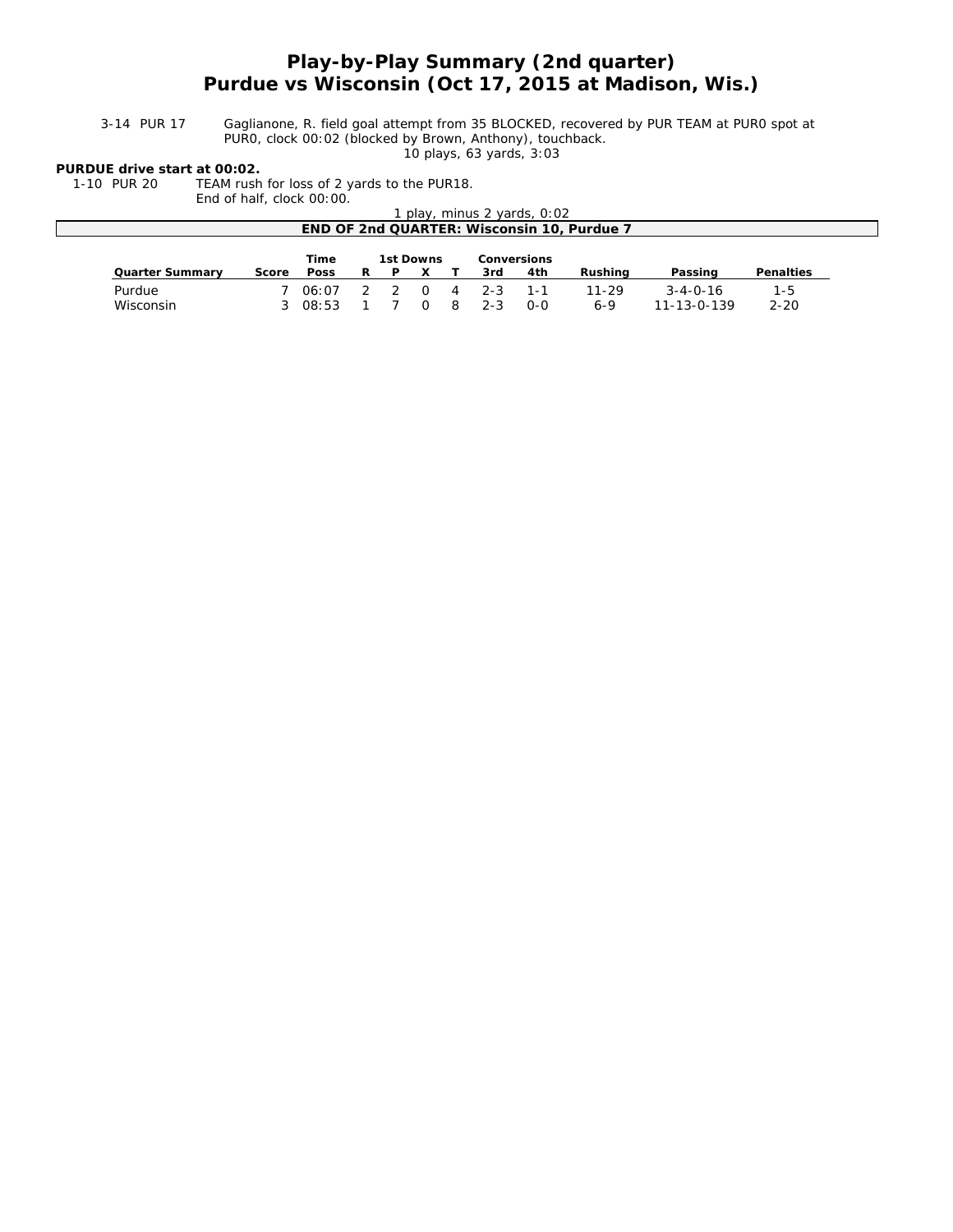# Play-by-Play Summary (2nd quarter)
# Purdue vs Wisconsin (Oct 17, 2015 at Madison, Wis.)

3-14 PUR 17 Gaglianone, R. field goal attempt from 35 BLOCKED, recovered by PUR TEAM at PUR0 spot at PUR0, clock 00:02 (blocked by Brown, Anthony), touchback.

10 plays, 63 yards, 3:03

**PURDUE drive start at 00:02.**

1-10 PUR 20 TEAM rush for loss of 2 yards to the PUR18.
End of half, clock 00:00.

1 play, minus 2 yards, 0:02

**END OF 2nd QUARTER: Wisconsin 10, Purdue 7**

| Quarter Summary | Score | Time Poss | 1st Downs R | P | X | T | Conversions 3rd | 4th | Rushing | Passing | Penalties |
|---|---|---|---|---|---|---|---|---|---|---|---|
| Purdue | 7 | 06:07 | 2 | 2 | 0 | 4 | 2-3 | 1-1 | 11-29 | 3-4-0-16 | 1-5 |
| Wisconsin | 3 | 08:53 | 1 | 7 | 0 | 8 | 2-3 | 0-0 | 6-9 | 11-13-0-139 | 2-20 |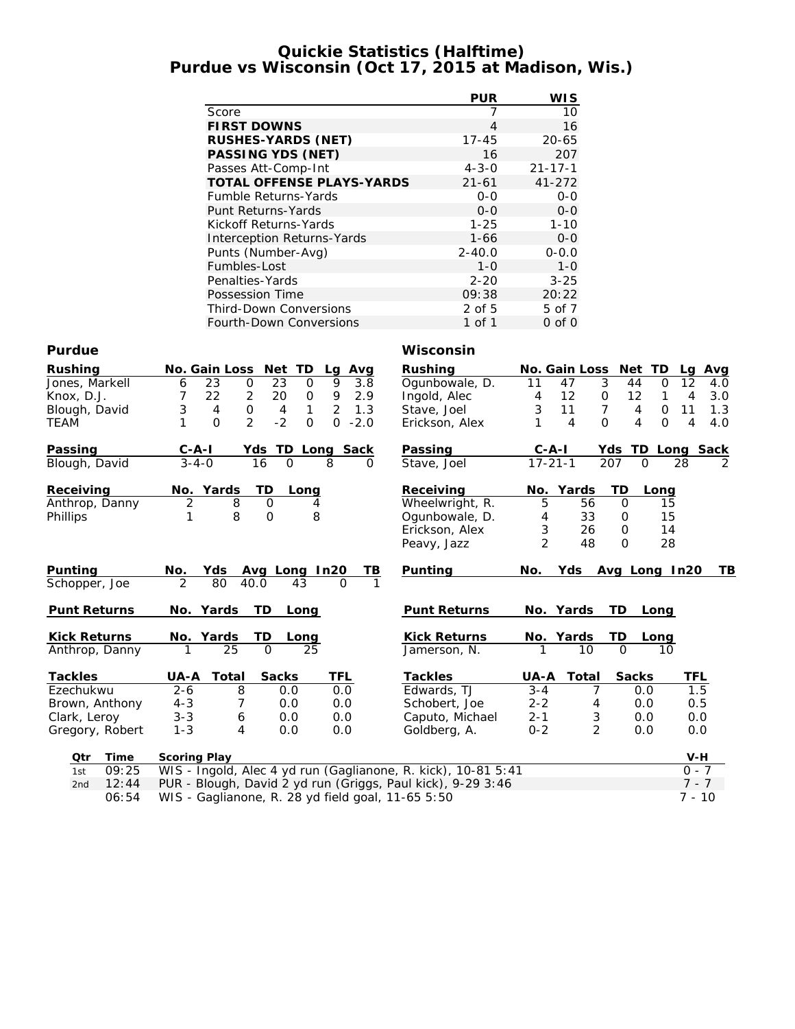# Quickie Statistics (Halftime)
## Purdue vs Wisconsin (Oct 17, 2015 at Madison, Wis.)

| | PUR | WIS |
|---|---|---|
| Score | 7 | 10 |
| **FIRST DOWNS** | 4 | 16 |
| **RUSHES-YARDS (NET)** | 17-45 | 20-65 |
| **PASSING YDS (NET)** | 16 | 207 |
| Passes Att-Comp-Int | 4-3-0 | 21-17-1 |
| **TOTAL OFFENSE PLAYS-YARDS** | 21-61 | 41-272 |
| Fumble Returns-Yards | 0-0 | 0-0 |
| Punt Returns-Yards | 0-0 | 0-0 |
| Kickoff Returns-Yards | 1-25 | 1-10 |
| Interception Returns-Yards | 1-66 | 0-0 |
| Punts (Number-Avg) | 2-40.0 | 0-0.0 |
| Fumbles-Lost | 1-0 | 1-0 |
| Penalties-Yards | 2-20 | 3-25 |
| Possession Time | 09:38 | 20:22 |
| Third-Down Conversions | 2 of 5 | 5 of 7 |
| Fourth-Down Conversions | 1 of 1 | 0 of 0 |

### Purdue

| Rushing | No. | Gain | Loss | Net | TD | Lg | Avg |
|---|---|---|---|---|---|---|---|
| Jones, Markell | 6 | 23 | 0 | 23 | 0 | 9 | 3.8 |
| Knox, D.J. | 7 | 22 | 2 | 20 | 0 | 9 | 2.9 |
| Blough, David | 3 | 4 | 0 | 4 | 1 | 2 | 1.3 |
| TEAM | 1 | 0 | 2 | -2 | 0 | 0 | -2.0 |

| Passing | C-A-I | Yds | TD | Long | Sack |
|---|---|---|---|---|---|
| Blough, David | 3-4-0 | 16 | 0 | 8 | 0 |

| Receiving | No. | Yards | TD | Long |
|---|---|---|---|---|
| Anthrop, Danny | 2 | 8 | 0 | 4 |
| Phillips | 1 | 8 | 0 | 8 |

| Punting | No. | Yds | Avg | Long | In20 | TB |
|---|---|---|---|---|---|---|
| Schopper, Joe | 2 | 80 | 40.0 | 43 | 0 | 1 |

| Punt Returns | No. | Yards | TD | Long |
|---|---|---|---|---|

| Kick Returns | No. | Yards | TD | Long |
|---|---|---|---|---|
| Anthrop, Danny | 1 | 25 | 0 | 25 |

| Tackles | UA-A | Total | Sacks | TFL |
|---|---|---|---|---|
| Ezechukwu | 2-6 | 8 | 0.0 | 0.0 |
| Brown, Anthony | 4-3 | 7 | 0.0 | 0.0 |
| Clark, Leroy | 3-3 | 6 | 0.0 | 0.0 |
| Gregory, Robert | 1-3 | 4 | 0.0 | 0.0 |

### Wisconsin

| Rushing | No. | Gain | Loss | Net | TD | Lg | Avg |
|---|---|---|---|---|---|---|---|
| Ogunbowale, D. | 11 | 47 | 3 | 44 | 0 | 12 | 4.0 |
| Ingold, Alec | 4 | 12 | 0 | 12 | 1 | 4 | 3.0 |
| Stave, Joel | 3 | 11 | 7 | 4 | 0 | 11 | 1.3 |
| Erickson, Alex | 1 | 4 | 0 | 4 | 0 | 4 | 4.0 |

| Passing | C-A-I | Yds | TD | Long | Sack |
|---|---|---|---|---|---|
| Stave, Joel | 17-21-1 | 207 | 0 | 28 | 2 |

| Receiving | No. | Yards | TD | Long |
|---|---|---|---|---|
| Wheelwright, R. | 5 | 56 | 0 | 15 |
| Ogunbowale, D. | 4 | 33 | 0 | 15 |
| Erickson, Alex | 3 | 26 | 0 | 14 |
| Peavy, Jazz | 2 | 48 | 0 | 28 |

| Punting | No. | Yds | Avg | Long | In20 | TB |
|---|---|---|---|---|---|---|

| Punt Returns | No. | Yards | TD | Long |
|---|---|---|---|---|

| Kick Returns | No. | Yards | TD | Long |
|---|---|---|---|---|
| Jamerson, N. | 1 | 10 | 0 | 10 |

| Tackles | UA-A | Total | Sacks | TFL |
|---|---|---|---|---|
| Edwards, TJ | 3-4 | 7 | 0.0 | 1.5 |
| Schobert, Joe | 2-2 | 4 | 0.0 | 0.5 |
| Caputo, Michael | 2-1 | 3 | 0.0 | 0.0 |
| Goldberg, A. | 0-2 | 2 | 0.0 | 0.0 |

| Qtr | Time | Scoring Play | V-H |
|---|---|---|---|
| 1st | 09:25 | WIS - Ingold, Alec 4 yd run (Gaglianone, R. kick), 10-81 5:41 | 0 - 7 |
| 2nd | 12:44 | PUR - Blough, David 2 yd run (Griggs, Paul kick), 9-29 3:46 | 7 - 7 |
| | 06:54 | WIS - Gaglianone, R. 28 yd field goal, 11-65 5:50 | 7 - 10 |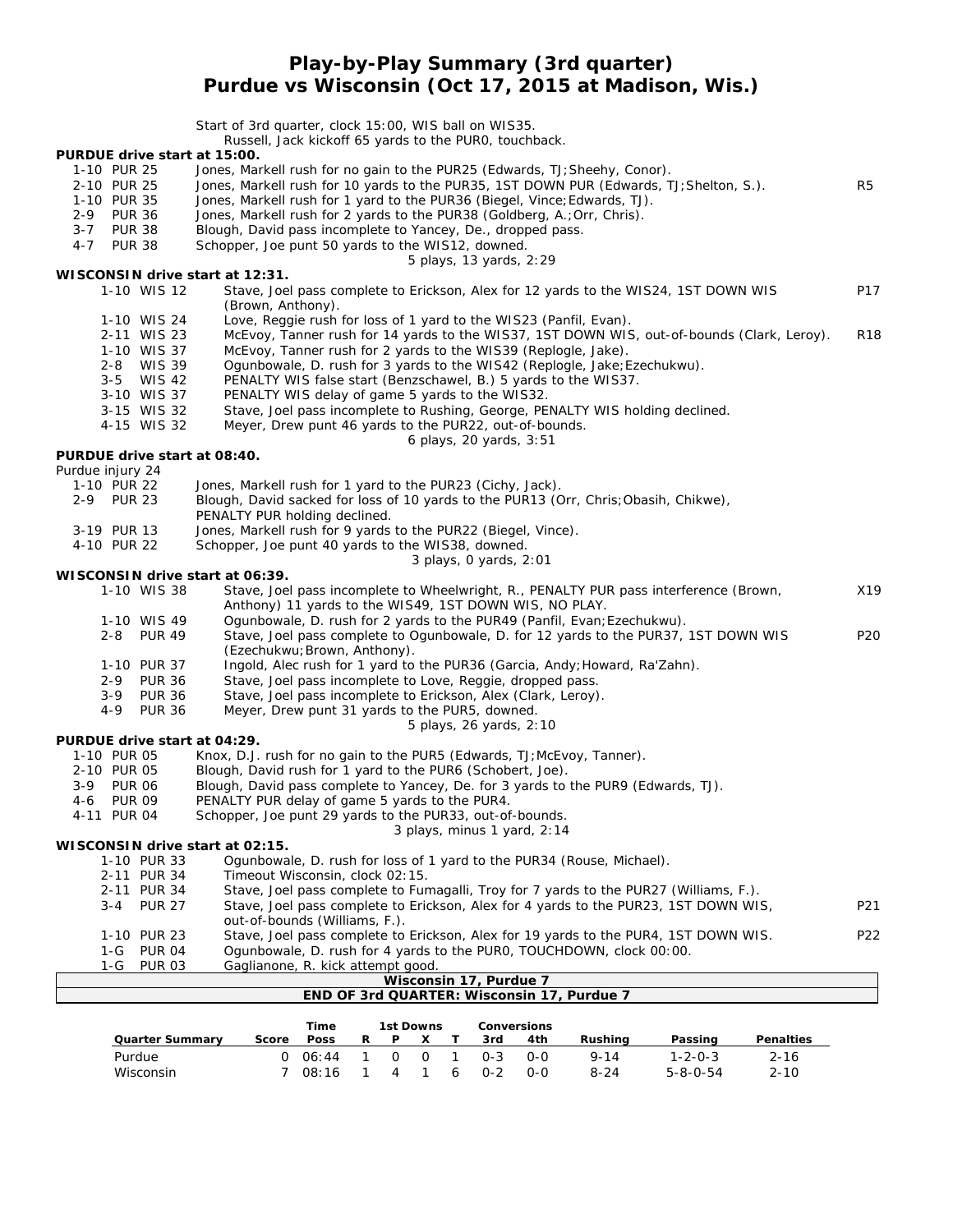# Play-by-Play Summary (3rd quarter)
## Purdue vs Wisconsin (Oct 17, 2015 at Madison, Wis.)

Start of 3rd quarter, clock 15:00, WIS ball on WIS35.
Russell, Jack kickoff 65 yards to the PUR0, touchback.

**PURDUE drive start at 15:00.**

| Down | Play | |
|---|---|---|
| 1-10 PUR 25 | Jones, Markell rush for no gain to the PUR25 (Edwards, TJ;Sheehy, Conor). | |
| 2-10 PUR 25 | Jones, Markell rush for 10 yards to the PUR35, 1ST DOWN PUR (Edwards, TJ;Shelton, S.). | R5 |
| 1-10 PUR 35 | Jones, Markell rush for 1 yard to the PUR36 (Biegel, Vince;Edwards, TJ). | |
| 2-9 PUR 36 | Jones, Markell rush for 2 yards to the PUR38 (Goldberg, A.;Orr, Chris). | |
| 3-7 PUR 38 | Blough, David pass incomplete to Yancey, De., dropped pass. | |
| 4-7 PUR 38 | Schopper, Joe punt 50 yards to the WIS12, downed. | |

5 plays, 13 yards, 2:29

**WISCONSIN drive start at 12:31.**

| Down | Play | |
|---|---|---|
| 1-10 WIS 12 | Stave, Joel pass complete to Erickson, Alex for 12 yards to the WIS24, 1ST DOWN WIS (Brown, Anthony). | P17 |
| 1-10 WIS 24 | Love, Reggie rush for loss of 1 yard to the WIS23 (Panfil, Evan). | |
| 2-11 WIS 23 | McEvoy, Tanner rush for 14 yards to the WIS37, 1ST DOWN WIS, out-of-bounds (Clark, Leroy). | R18 |
| 1-10 WIS 37 | McEvoy, Tanner rush for 2 yards to the WIS39 (Replogle, Jake). | |
| 2-8 WIS 39 | Ogunbowale, D. rush for 3 yards to the WIS42 (Replogle, Jake;Ezechukwu). | |
| 3-5 WIS 42 | PENALTY WIS false start (Benzschawel, B.) 5 yards to the WIS37. | |
| 3-10 WIS 37 | PENALTY WIS delay of game 5 yards to the WIS32. | |
| 3-15 WIS 32 | Stave, Joel pass incomplete to Rushing, George, PENALTY WIS holding declined. | |
| 4-15 WIS 32 | Meyer, Drew punt 46 yards to the PUR22, out-of-bounds. | |

6 plays, 20 yards, 3:51

**PURDUE drive start at 08:40.**

Purdue injury 24

| Down | Play | |
|---|---|---|
| 1-10 PUR 22 | Jones, Markell rush for 1 yard to the PUR23 (Cichy, Jack). | |
| 2-9 PUR 23 | Blough, David sacked for loss of 10 yards to the PUR13 (Orr, Chris;Obasih, Chikwe), PENALTY PUR holding declined. | |
| 3-19 PUR 13 | Jones, Markell rush for 9 yards to the PUR22 (Biegel, Vince). | |
| 4-10 PUR 22 | Schopper, Joe punt 40 yards to the WIS38, downed. | |

3 plays, 0 yards, 2:01

**WISCONSIN drive start at 06:39.**

| Down | Play | |
|---|---|---|
| 1-10 WIS 38 | Stave, Joel pass incomplete to Wheelwright, R., PENALTY PUR pass interference (Brown, Anthony) 11 yards to the WIS49, 1ST DOWN WIS, NO PLAY. | X19 |
| 1-10 WIS 49 | Ogunbowale, D. rush for 2 yards to the PUR49 (Panfil, Evan;Ezechukwu). | |
| 2-8 PUR 49 | Stave, Joel pass complete to Ogunbowale, D. for 12 yards to the PUR37, 1ST DOWN WIS (Ezechukwu;Brown, Anthony). | P20 |
| 1-10 PUR 37 | Ingold, Alec rush for 1 yard to the PUR36 (Garcia, Andy;Howard, Ra'Zahn). | |
| 2-9 PUR 36 | Stave, Joel pass incomplete to Love, Reggie, dropped pass. | |
| 3-9 PUR 36 | Stave, Joel pass incomplete to Erickson, Alex (Clark, Leroy). | |
| 4-9 PUR 36 | Meyer, Drew punt 31 yards to the PUR5, downed. | |

5 plays, 26 yards, 2:10

**PURDUE drive start at 04:29.**

| Down | Play | |
|---|---|---|
| 1-10 PUR 05 | Knox, D.J. rush for no gain to the PUR5 (Edwards, TJ;McEvoy, Tanner). | |
| 2-10 PUR 05 | Blough, David rush for 1 yard to the PUR6 (Schobert, Joe). | |
| 3-9 PUR 06 | Blough, David pass complete to Yancey, De. for 3 yards to the PUR9 (Edwards, TJ). | |
| 4-6 PUR 09 | PENALTY PUR delay of game 5 yards to the PUR4. | |
| 4-11 PUR 04 | Schopper, Joe punt 29 yards to the PUR33, out-of-bounds. | |

3 plays, minus 1 yard, 2:14

**WISCONSIN drive start at 02:15.**

| Down | Play | |
|---|---|---|
| 1-10 PUR 33 | Ogunbowale, D. rush for loss of 1 yard to the PUR34 (Rouse, Michael). | |
| 2-11 PUR 34 | Timeout Wisconsin, clock 02:15. | |
| 2-11 PUR 34 | Stave, Joel pass complete to Fumagalli, Troy for 7 yards to the PUR27 (Williams, F.). | |
| 3-4 PUR 27 | Stave, Joel pass complete to Erickson, Alex for 4 yards to the PUR23, 1ST DOWN WIS, out-of-bounds (Williams, F.). | P21 |
| 1-10 PUR 23 | Stave, Joel pass complete to Erickson, Alex for 19 yards to the PUR4, 1ST DOWN WIS. | P22 |
| 1-G PUR 04 | Ogunbowale, D. rush for 4 yards to the PUR0, TOUCHDOWN, clock 00:00. | |
| 1-G PUR 03 | Gaglianone, R. kick attempt good. | |

**Wisconsin 17, Purdue 7**

**END OF 3rd QUARTER: Wisconsin 17, Purdue 7**

| Quarter Summary | Score | Time Poss | 1st Downs R | P | X | T | Conversions 3rd | 4th | Rushing | Passing | Penalties |
|---|---|---|---|---|---|---|---|---|---|---|---|
| Purdue | 0 | 06:44 | 1 | 0 | 0 | 1 | 0-3 | 0-0 | 9-14 | 1-2-0-3 | 2-16 |
| Wisconsin | 7 | 08:16 | 1 | 4 | 1 | 6 | 0-2 | 0-0 | 8-24 | 5-8-0-54 | 2-10 |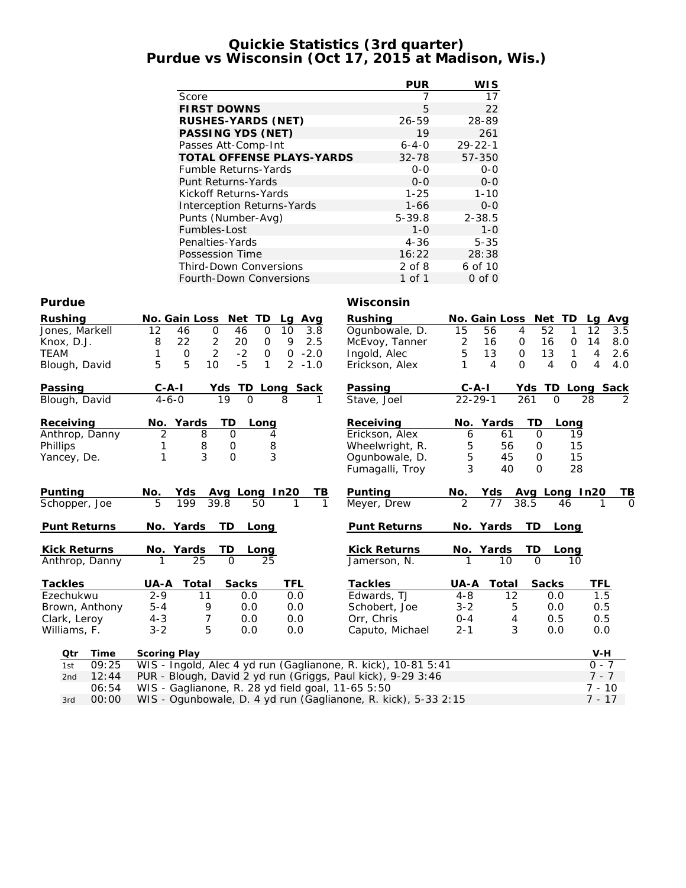# Quickie Statistics (3rd quarter)
## Purdue vs Wisconsin (Oct 17, 2015 at Madison, Wis.)

| | PUR | WIS |
|---|---|---|
| Score | 7 | 17 |
| **FIRST DOWNS** | 5 | 22 |
| **RUSHES-YARDS (NET)** | 26-59 | 28-89 |
| **PASSING YDS (NET)** | 19 | 261 |
| Passes Att-Comp-Int | 6-4-0 | 29-22-1 |
| **TOTAL OFFENSE PLAYS-YARDS** | 32-78 | 57-350 |
| Fumble Returns-Yards | 0-0 | 0-0 |
| Punt Returns-Yards | 0-0 | 0-0 |
| Kickoff Returns-Yards | 1-25 | 1-10 |
| Interception Returns-Yards | 1-66 | 0-0 |
| Punts (Number-Avg) | 5-39.8 | 2-38.5 |
| Fumbles-Lost | 1-0 | 1-0 |
| Penalties-Yards | 4-36 | 5-35 |
| Possession Time | 16:22 | 28:38 |
| Third-Down Conversions | 2 of 8 | 6 of 10 |
| Fourth-Down Conversions | 1 of 1 | 0 of 0 |

### Purdue

| Rushing | No. | Gain | Loss | Net | TD | Lg | Avg |
|---|---|---|---|---|---|---|---|
| Jones, Markell | 12 | 46 | 0 | 46 | 0 | 10 | 3.8 |
| Knox, D.J. | 8 | 22 | 2 | 20 | 0 | 9 | 2.5 |
| TEAM | 1 | 0 | 2 | -2 | 0 | 0 | -2.0 |
| Blough, David | 5 | 5 | 10 | -5 | 1 | 2 | -1.0 |

| Passing | C-A-I | Yds | TD | Long | Sack |
|---|---|---|---|---|---|
| Blough, David | 4-6-0 | 19 | 0 | 8 | 1 |

| Receiving | No. | Yards | TD | Long |
|---|---|---|---|---|
| Anthrop, Danny | 2 | 8 | 0 | 4 |
| Phillips | 1 | 8 | 0 | 8 |
| Yancey, De. | 1 | 3 | 0 | 3 |

| Punting | No. | Yds | Avg | Long | In20 | TB |
|---|---|---|---|---|---|---|
| Schopper, Joe | 5 | 199 | 39.8 | 50 | 1 | 1 |

| Punt Returns | No. | Yards | TD | Long |
|---|---|---|---|---|

| Kick Returns | No. | Yards | TD | Long |
|---|---|---|---|---|
| Anthrop, Danny | 1 | 25 | 0 | 25 |

| Tackles | UA-A | Total | Sacks | TFL |
|---|---|---|---|---|
| Ezechukwu | 2-9 | 11 | 0.0 | 0.0 |
| Brown, Anthony | 5-4 | 9 | 0.0 | 0.0 |
| Clark, Leroy | 4-3 | 7 | 0.0 | 0.0 |
| Williams, F. | 3-2 | 5 | 0.0 | 0.0 |

### Wisconsin

| Rushing | No. | Gain | Loss | Net | TD | Lg | Avg |
|---|---|---|---|---|---|---|---|
| Ogunbowale, D. | 15 | 56 | 4 | 52 | 1 | 12 | 3.5 |
| McEvoy, Tanner | 2 | 16 | 0 | 16 | 0 | 14 | 8.0 |
| Ingold, Alec | 5 | 13 | 0 | 13 | 1 | 4 | 2.6 |
| Erickson, Alex | 1 | 4 | 0 | 4 | 0 | 4 | 4.0 |

| Passing | C-A-I | Yds | TD | Long | Sack |
|---|---|---|---|---|---|
| Stave, Joel | 22-29-1 | 261 | 0 | 28 | 2 |

| Receiving | No. | Yards | TD | Long |
|---|---|---|---|---|
| Erickson, Alex | 6 | 61 | 0 | 19 |
| Wheelwright, R. | 5 | 56 | 0 | 15 |
| Ogunbowale, D. | 5 | 45 | 0 | 15 |
| Fumagalli, Troy | 3 | 40 | 0 | 28 |

| Punting | No. | Yds | Avg | Long | In20 | TB |
|---|---|---|---|---|---|---|
| Meyer, Drew | 2 | 77 | 38.5 | 46 | 1 | 0 |

| Punt Returns | No. | Yards | TD | Long |
|---|---|---|---|---|

| Kick Returns | No. | Yards | TD | Long |
|---|---|---|---|---|
| Jamerson, N. | 1 | 10 | 0 | 10 |

| Tackles | UA-A | Total | Sacks | TFL |
|---|---|---|---|---|
| Edwards, TJ | 4-8 | 12 | 0.0 | 1.5 |
| Schobert, Joe | 3-2 | 5 | 0.0 | 0.5 |
| Orr, Chris | 0-4 | 4 | 0.5 | 0.5 |
| Caputo, Michael | 2-1 | 3 | 0.0 | 0.0 |

| Qtr | Time | Scoring Play | V-H |
|---|---|---|---|
| 1st | 09:25 | WIS - Ingold, Alec 4 yd run (Gaglianone, R. kick), 10-81 5:41 | 0 - 7 |
| 2nd | 12:44 | PUR - Blough, David 2 yd run (Griggs, Paul kick), 9-29 3:46 | 7 - 7 |
| | 06:54 | WIS - Gaglianone, R. 28 yd field goal, 11-65 5:50 | 7 - 10 |
| 3rd | 00:00 | WIS - Ogunbowale, D. 4 yd run (Gaglianone, R. kick), 5-33 2:15 | 7 - 17 |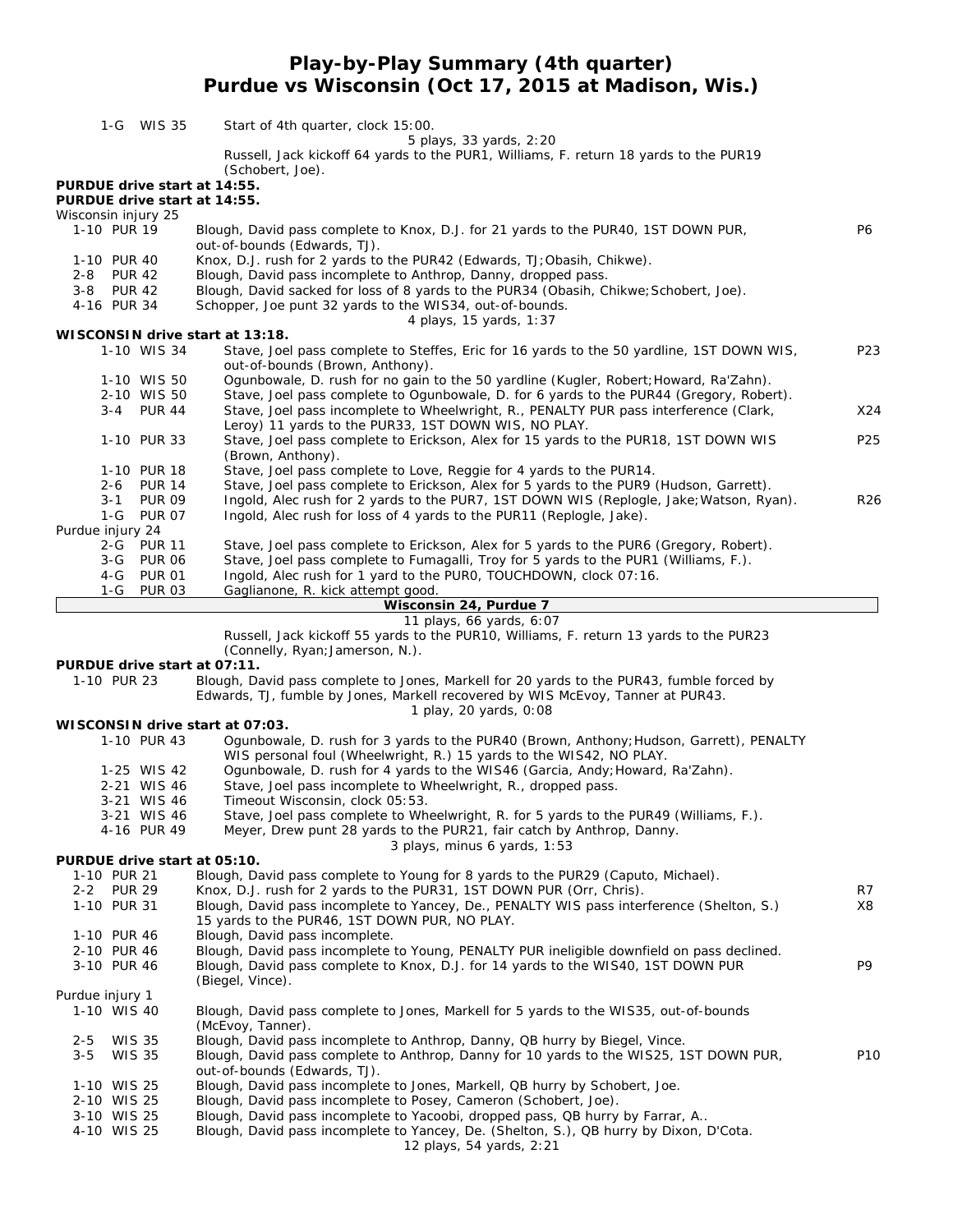# Play-by-Play Summary (4th quarter)
## Purdue vs Wisconsin (Oct 17, 2015 at Madison, Wis.)

| Down | Play | |
|---|---|---|
| 1-G WIS 35 | Start of 4th quarter, clock 15:00. | |
| | 5 plays, 33 yards, 2:20 | |
| | Russell, Jack kickoff 64 yards to the PUR1, Williams, F. return 18 yards to the PUR19 (Schobert, Joe). | |

**PURDUE drive start at 14:55.**
**PURDUE drive start at 14:55.**

| Down | Play | |
|---|---|---|
| Wisconsin injury 25 | | |
| 1-10 PUR 19 | Blough, David pass complete to Knox, D.J. for 21 yards to the PUR40, 1ST DOWN PUR, out-of-bounds (Edwards, TJ). | P6 |
| 1-10 PUR 40 | Knox, D.J. rush for 2 yards to the PUR42 (Edwards, TJ;Obasih, Chikwe). | |
| 2-8 PUR 42 | Blough, David pass incomplete to Anthrop, Danny, dropped pass. | |
| 3-8 PUR 42 | Blough, David sacked for loss of 8 yards to the PUR34 (Obasih, Chikwe;Schobert, Joe). | |
| 4-16 PUR 34 | Schopper, Joe punt 32 yards to the WIS34, out-of-bounds. | |
| | 4 plays, 15 yards, 1:37 | |

**WISCONSIN drive start at 13:18.**

| Down | Play | |
|---|---|---|
| 1-10 WIS 34 | Stave, Joel pass complete to Steffes, Eric for 16 yards to the 50 yardline, 1ST DOWN WIS, out-of-bounds (Brown, Anthony). | P23 |
| 1-10 WIS 50 | Ogunbowale, D. rush for no gain to the 50 yardline (Kugler, Robert;Howard, Ra'Zahn). | |
| 2-10 WIS 50 | Stave, Joel pass complete to Ogunbowale, D. for 6 yards to the PUR44 (Gregory, Robert). | |
| 3-4 PUR 44 | Stave, Joel pass incomplete to Wheelwright, R., PENALTY PUR pass interference (Clark, Leroy) 11 yards to the PUR33, 1ST DOWN WIS, NO PLAY. | X24 |
| 1-10 PUR 33 | Stave, Joel pass complete to Erickson, Alex for 15 yards to the PUR18, 1ST DOWN WIS (Brown, Anthony). | P25 |
| 1-10 PUR 18 | Stave, Joel pass complete to Love, Reggie for 4 yards to the PUR14. | |
| 2-6 PUR 14 | Stave, Joel pass complete to Erickson, Alex for 5 yards to the PUR9 (Hudson, Garrett). | |
| 3-1 PUR 09 | Ingold, Alec rush for 2 yards to the PUR7, 1ST DOWN WIS (Replogle, Jake;Watson, Ryan). | R26 |
| 1-G PUR 07 | Ingold, Alec rush for loss of 4 yards to the PUR11 (Replogle, Jake). | |
| Purdue injury 24 | | |
| 2-G PUR 11 | Stave, Joel pass complete to Erickson, Alex for 5 yards to the PUR6 (Gregory, Robert). | |
| 3-G PUR 06 | Stave, Joel pass complete to Fumagalli, Troy for 5 yards to the PUR1 (Williams, F.). | |
| 4-G PUR 01 | Ingold, Alec rush for 1 yard to the PUR0, TOUCHDOWN, clock 07:16. | |
| 1-G PUR 03 | Gaglianone, R. kick attempt good. | |
| | **Wisconsin 24, Purdue 7** | |
| | 11 plays, 66 yards, 6:07 | |
| | Russell, Jack kickoff 55 yards to the PUR10, Williams, F. return 13 yards to the PUR23 (Connelly, Ryan;Jamerson, N.). | |

**PURDUE drive start at 07:11.**

| Down | Play | |
|---|---|---|
| 1-10 PUR 23 | Blough, David pass complete to Jones, Markell for 20 yards to the PUR43, fumble forced by Edwards, TJ, fumble by Jones, Markell recovered by WIS McEvoy, Tanner at PUR43. | |
| | 1 play, 20 yards, 0:08 | |

**WISCONSIN drive start at 07:03.**

| Down | Play | |
|---|---|---|
| 1-10 PUR 43 | Ogunbowale, D. rush for 3 yards to the PUR40 (Brown, Anthony;Hudson, Garrett), PENALTY WIS personal foul (Wheelwright, R.) 15 yards to the WIS42, NO PLAY. | |
| 1-25 WIS 42 | Ogunbowale, D. rush for 4 yards to the WIS46 (Garcia, Andy;Howard, Ra'Zahn). | |
| 2-21 WIS 46 | Stave, Joel pass incomplete to Wheelwright, R., dropped pass. | |
| 3-21 WIS 46 | Timeout Wisconsin, clock 05:53. | |
| 3-21 WIS 46 | Stave, Joel pass complete to Wheelwright, R. for 5 yards to the PUR49 (Williams, F.). | |
| 4-16 PUR 49 | Meyer, Drew punt 28 yards to the PUR21, fair catch by Anthrop, Danny. | |
| | 3 plays, minus 6 yards, 1:53 | |

**PURDUE drive start at 05:10.**

| Down | Play | |
|---|---|---|
| 1-10 PUR 21 | Blough, David pass complete to Young for 8 yards to the PUR29 (Caputo, Michael). | |
| 2-2 PUR 29 | Knox, D.J. rush for 2 yards to the PUR31, 1ST DOWN PUR (Orr, Chris). | R7 |
| 1-10 PUR 31 | Blough, David pass incomplete to Yancey, De., PENALTY WIS pass interference (Shelton, S.) 15 yards to the PUR46, 1ST DOWN PUR, NO PLAY. | X8 |
| 1-10 PUR 46 | Blough, David pass incomplete. | |
| 2-10 PUR 46 | Blough, David pass incomplete to Young, PENALTY PUR ineligible downfield on pass declined. | |
| 3-10 PUR 46 | Blough, David pass complete to Knox, D.J. for 14 yards to the WIS40, 1ST DOWN PUR (Biegel, Vince). | P9 |
| Purdue injury 1 | | |
| 1-10 WIS 40 | Blough, David pass complete to Jones, Markell for 5 yards to the WIS35, out-of-bounds (McEvoy, Tanner). | |
| 2-5 WIS 35 | Blough, David pass incomplete to Anthrop, Danny, QB hurry by Biegel, Vince. | |
| 3-5 WIS 35 | Blough, David pass complete to Anthrop, Danny for 10 yards to the WIS25, 1ST DOWN PUR, out-of-bounds (Edwards, TJ). | P10 |
| 1-10 WIS 25 | Blough, David pass incomplete to Jones, Markell, QB hurry by Schobert, Joe. | |
| 2-10 WIS 25 | Blough, David pass incomplete to Posey, Cameron (Schobert, Joe). | |
| 3-10 WIS 25 | Blough, David pass incomplete to Yacoobi, dropped pass, QB hurry by Farrar, A.. | |
| 4-10 WIS 25 | Blough, David pass incomplete to Yancey, De. (Shelton, S.), QB hurry by Dixon, D'Cota. | |
| | 12 plays, 54 yards, 2:21 | |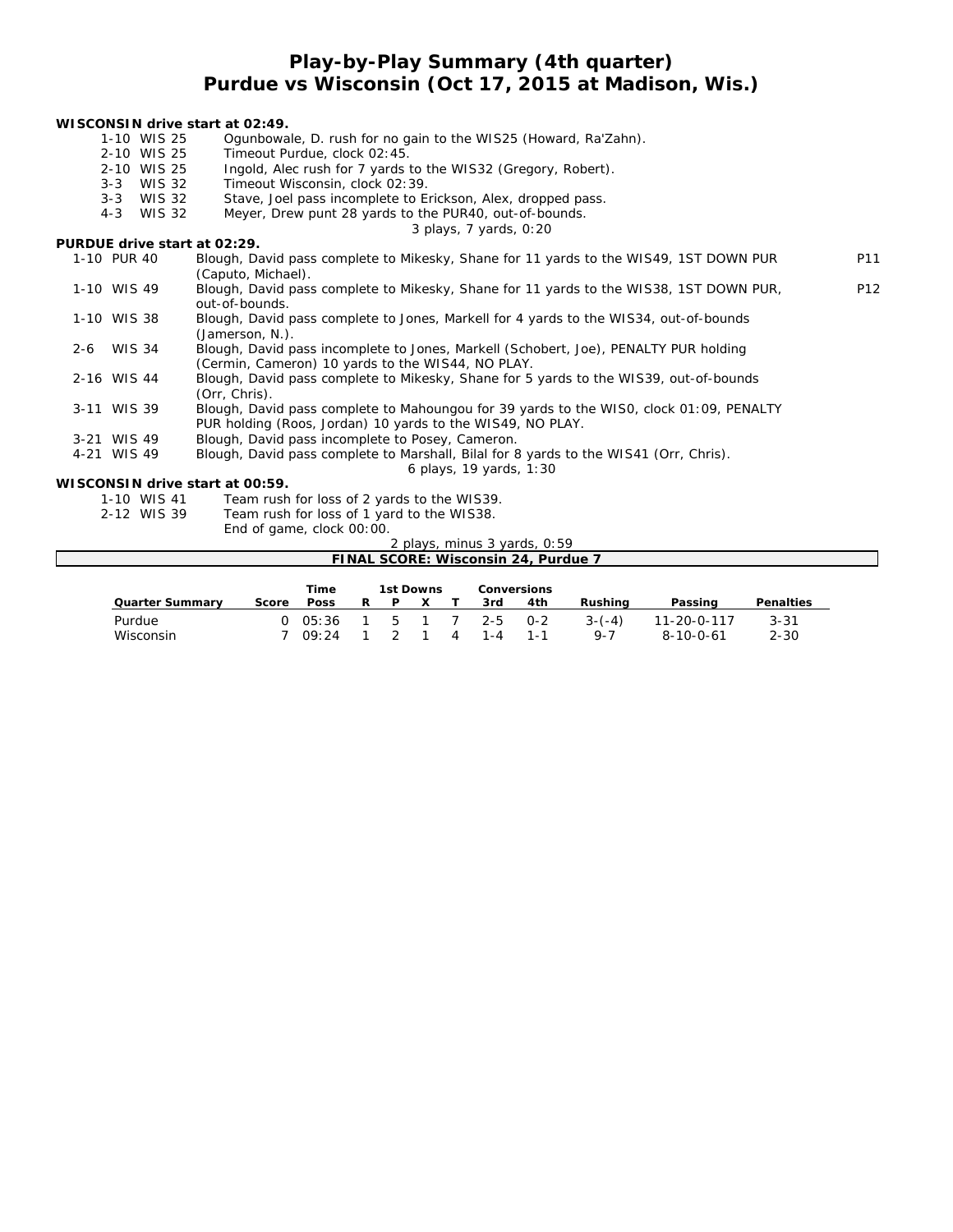# Play-by-Play Summary (4th quarter)
## Purdue vs Wisconsin (Oct 17, 2015 at Madison, Wis.)

**WISCONSIN drive start at 02:49.**

| | | |
|---|---|---|
| 1-10 WIS 25 | Ogunbowale, D. rush for no gain to the WIS25 (Howard, Ra'Zahn). | |
| 2-10 WIS 25 | Timeout Purdue, clock 02:45. | |
| 2-10 WIS 25 | Ingold, Alec rush for 7 yards to the WIS32 (Gregory, Robert). | |
| 3-3 WIS 32 | Timeout Wisconsin, clock 02:39. | |
| 3-3 WIS 32 | Stave, Joel pass incomplete to Erickson, Alex, dropped pass. | |
| 4-3 WIS 32 | Meyer, Drew punt 28 yards to the PUR40, out-of-bounds. | |
| | 3 plays, 7 yards, 0:20 | |

**PURDUE drive start at 02:29.**

| | | |
|---|---|---|
| 1-10 PUR 40 | Blough, David pass complete to Mikesky, Shane for 11 yards to the WIS49, 1ST DOWN PUR (Caputo, Michael). | P11 |
| 1-10 WIS 49 | Blough, David pass complete to Mikesky, Shane for 11 yards to the WIS38, 1ST DOWN PUR, out-of-bounds. | P12 |
| 1-10 WIS 38 | Blough, David pass complete to Jones, Markell for 4 yards to the WIS34, out-of-bounds (Jamerson, N.). | |
| 2-6 WIS 34 | Blough, David pass incomplete to Jones, Markell (Schobert, Joe), PENALTY PUR holding (Cermin, Cameron) 10 yards to the WIS44, NO PLAY. | |
| 2-16 WIS 44 | Blough, David pass complete to Mikesky, Shane for 5 yards to the WIS39, out-of-bounds (Orr, Chris). | |
| 3-11 WIS 39 | Blough, David pass complete to Mahoungou for 39 yards to the WIS0, clock 01:09, PENALTY PUR holding (Roos, Jordan) 10 yards to the WIS49, NO PLAY. | |
| 3-21 WIS 49 | Blough, David pass incomplete to Posey, Cameron. | |
| 4-21 WIS 49 | Blough, David pass complete to Marshall, Bilal for 8 yards to the WIS41 (Orr, Chris). | |
| | 6 plays, 19 yards, 1:30 | |

**WISCONSIN drive start at 00:59.**

| | |
|---|---|
| 1-10 WIS 41 | Team rush for loss of 2 yards to the WIS39. |
| 2-12 WIS 39 | Team rush for loss of 1 yard to the WIS38. |
| | End of game, clock 00:00. |
| | 2 plays, minus 3 yards, 0:59 |

**FINAL SCORE: Wisconsin 24, Purdue 7**

| Quarter Summary | Score | Time Poss | 1st Downs R | P | X | T | Conversions 3rd | 4th | Rushing | Passing | Penalties |
|---|---|---|---|---|---|---|---|---|---|---|---|
| Purdue | 0 | 05:36 | 1 | 5 | 1 | 7 | 2-5 | 0-2 | 3-(-4) | 11-20-0-117 | 3-31 |
| Wisconsin | 7 | 09:24 | 1 | 2 | 1 | 4 | 1-4 | 1-1 | 9-7 | 8-10-0-61 | 2-30 |